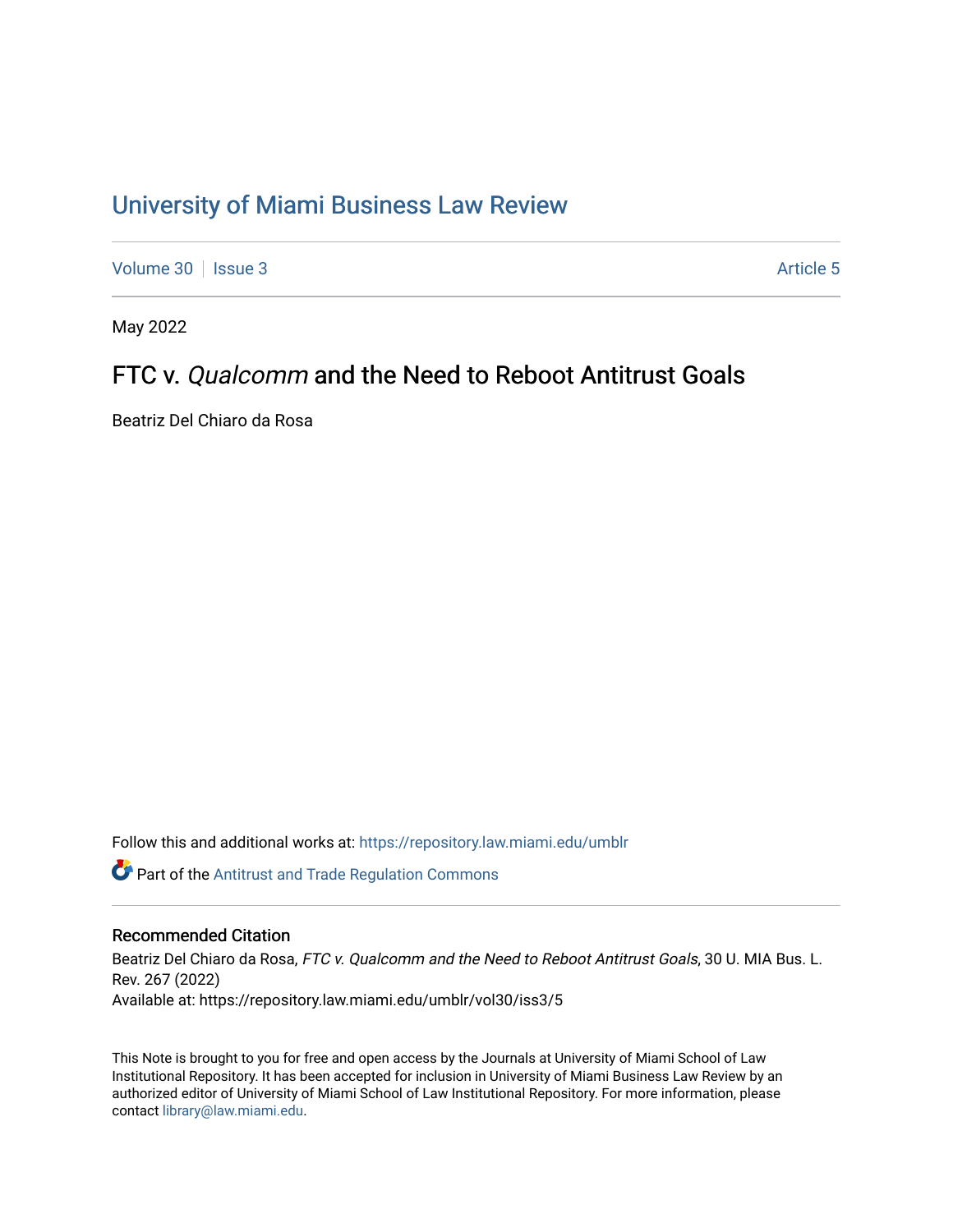# University of Miami Business Law Review

Volume 30 | Issue 3 Article 5

May 2022

## FTC v. *Qualcomm* and the Need to Reboot Antitrust Goals

Beatriz Del Chiaro da Rosa

Follow this and additional works at: https://repository.law.miami.edu/umblr

Part of the Antitrust and Trade Regulation Commons

### Recommended Citation

Beatriz Del Chiaro da Rosa, *FTC v. Qualcomm and the Need to Reboot Antitrust Goals*, 30 U. MIA Bus. L. Rev. 267 (2022)
Available at: https://repository.law.miami.edu/umblr/vol30/iss3/5

This Note is brought to you for free and open access by the Journals at University of Miami School of Law Institutional Repository. It has been accepted for inclusion in University of Miami Business Law Review by an authorized editor of University of Miami School of Law Institutional Repository. For more information, please contact library@law.miami.edu.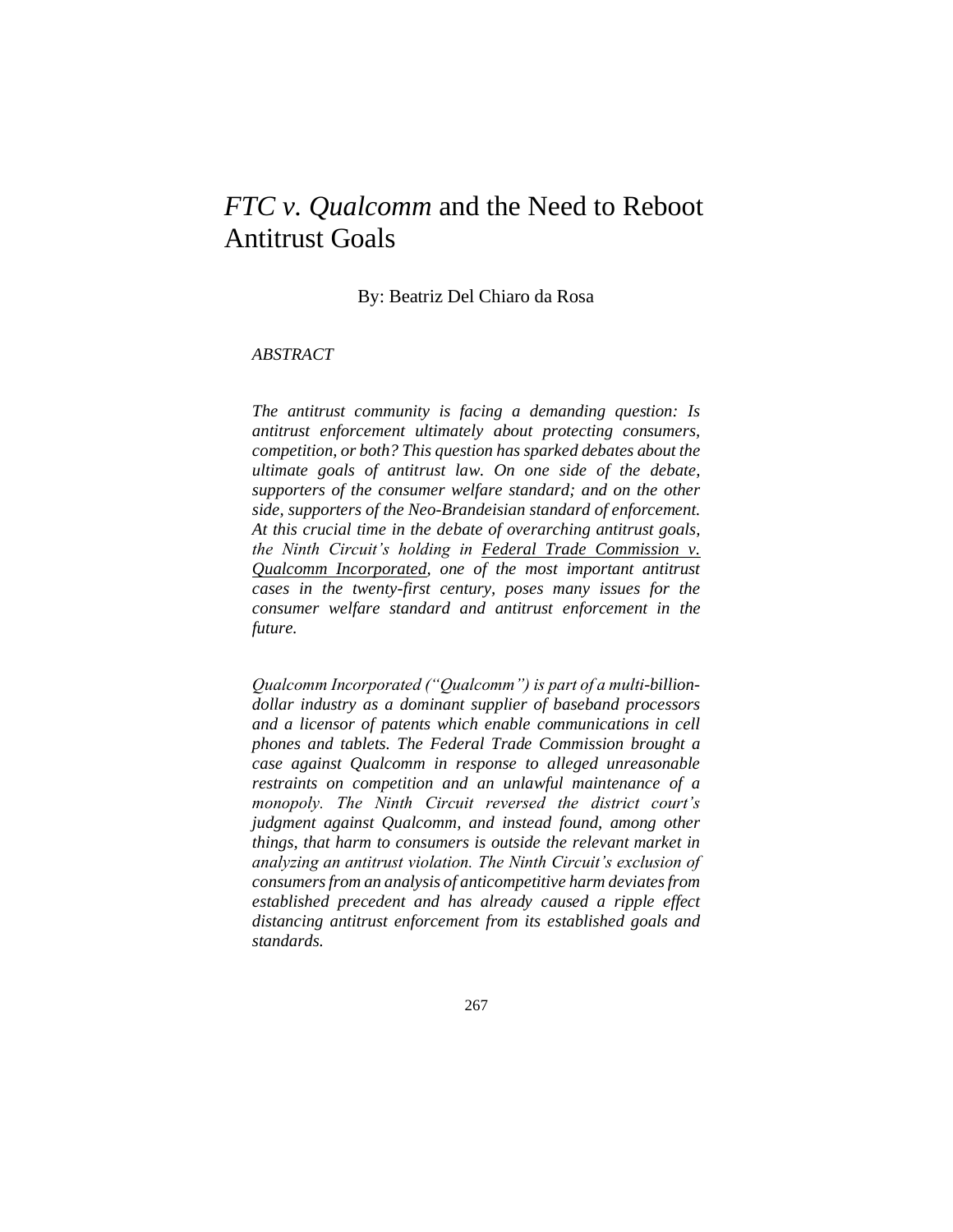# *FTC v. Qualcomm* and the Need to Reboot Antitrust Goals

By: Beatriz Del Chiaro da Rosa

*ABSTRACT*

*The antitrust community is facing a demanding question: Is antitrust enforcement ultimately about protecting consumers, competition, or both? This question has sparked debates about the ultimate goals of antitrust law. On one side of the debate, supporters of the consumer welfare standard; and on the other side, supporters of the Neo-Brandeisian standard of enforcement. At this crucial time in the debate of overarching antitrust goals, the Ninth Circuit's holding in* *<u>Federal Trade Commission v. Qualcomm Incorporated</u>*, *one of the most important antitrust cases in the twenty-first century, poses many issues for the consumer welfare standard and antitrust enforcement in the future.*

*Qualcomm Incorporated ("Qualcomm") is part of a multi-billion-dollar industry as a dominant supplier of baseband processors and a licensor of patents which enable communications in cell phones and tablets. The Federal Trade Commission brought a case against Qualcomm in response to alleged unreasonable restraints on competition and an unlawful maintenance of a monopoly. The Ninth Circuit reversed the district court's judgment against Qualcomm, and instead found, among other things, that harm to consumers is outside the relevant market in analyzing an antitrust violation. The Ninth Circuit's exclusion of consumers from an analysis of anticompetitive harm deviates from established precedent and has already caused a ripple effect distancing antitrust enforcement from its established goals and standards.*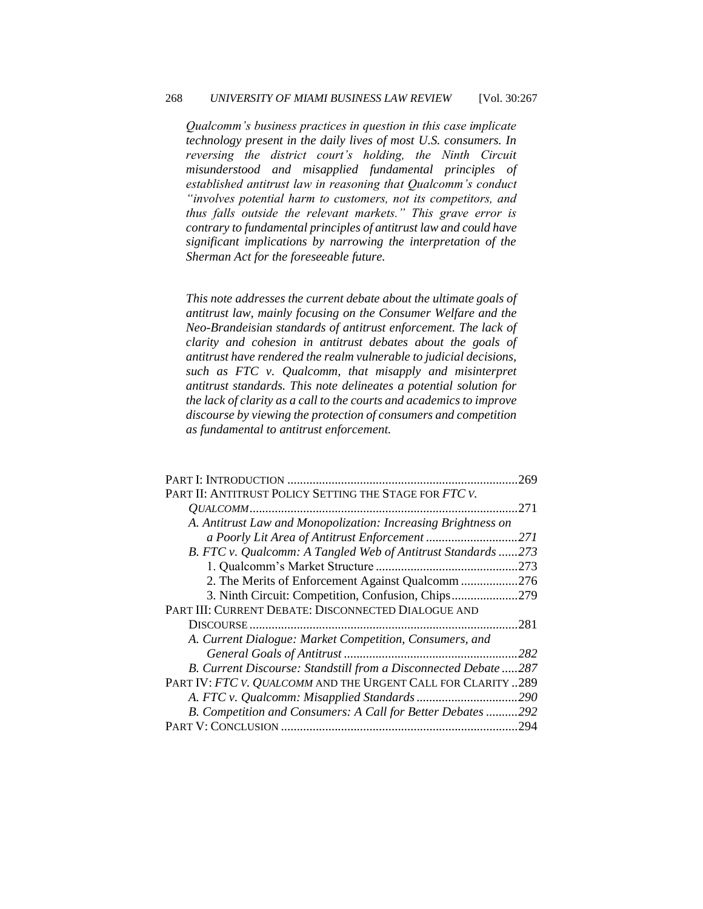*Qualcomm's business practices in question in this case implicate technology present in the daily lives of most U.S. consumers. In reversing the district court's holding, the Ninth Circuit misunderstood and misapplied fundamental principles of established antitrust law in reasoning that Qualcomm's conduct "involves potential harm to customers, not its competitors, and thus falls outside the relevant markets." This grave error is contrary to fundamental principles of antitrust law and could have significant implications by narrowing the interpretation of the Sherman Act for the foreseeable future.*

*This note addresses the current debate about the ultimate goals of antitrust law, mainly focusing on the Consumer Welfare and the Neo-Brandeisian standards of antitrust enforcement. The lack of clarity and cohesion in antitrust debates about the goals of antitrust have rendered the realm vulnerable to judicial decisions, such as FTC v. Qualcomm, that misapply and misinterpret antitrust standards. This note delineates a potential solution for the lack of clarity as a call to the courts and academics to improve discourse by viewing the protection of consumers and competition as fundamental to antitrust enforcement.*

| | |
|---|---|
| PART I: INTRODUCTION | 269 |
| PART II: ANTITRUST POLICY SETTING THE STAGE FOR *FTC V. QUALCOMM* | 271 |
| *A. Antitrust Law and Monopolization: Increasing Brightness on a Poorly Lit Area of Antitrust Enforcement* | *271* |
| *B. FTC v. Qualcomm: A Tangled Web of Antitrust Standards* | *273* |
| 1. Qualcomm's Market Structure | 273 |
| 2. The Merits of Enforcement Against Qualcomm | 276 |
| 3. Ninth Circuit: Competition, Confusion, Chips | 279 |
| PART III: CURRENT DEBATE: DISCONNECTED DIALOGUE AND DISCOURSE | 281 |
| *A. Current Dialogue: Market Competition, Consumers, and General Goals of Antitrust* | *282* |
| *B. Current Discourse: Standstill from a Disconnected Debate* | *287* |
| PART IV: *FTC V. QUALCOMM* AND THE URGENT CALL FOR CLARITY | 289 |
| *A. FTC v. Qualcomm: Misapplied Standards* | *290* |
| *B. Competition and Consumers: A Call for Better Debates* | *292* |
| PART V: CONCLUSION | 294 |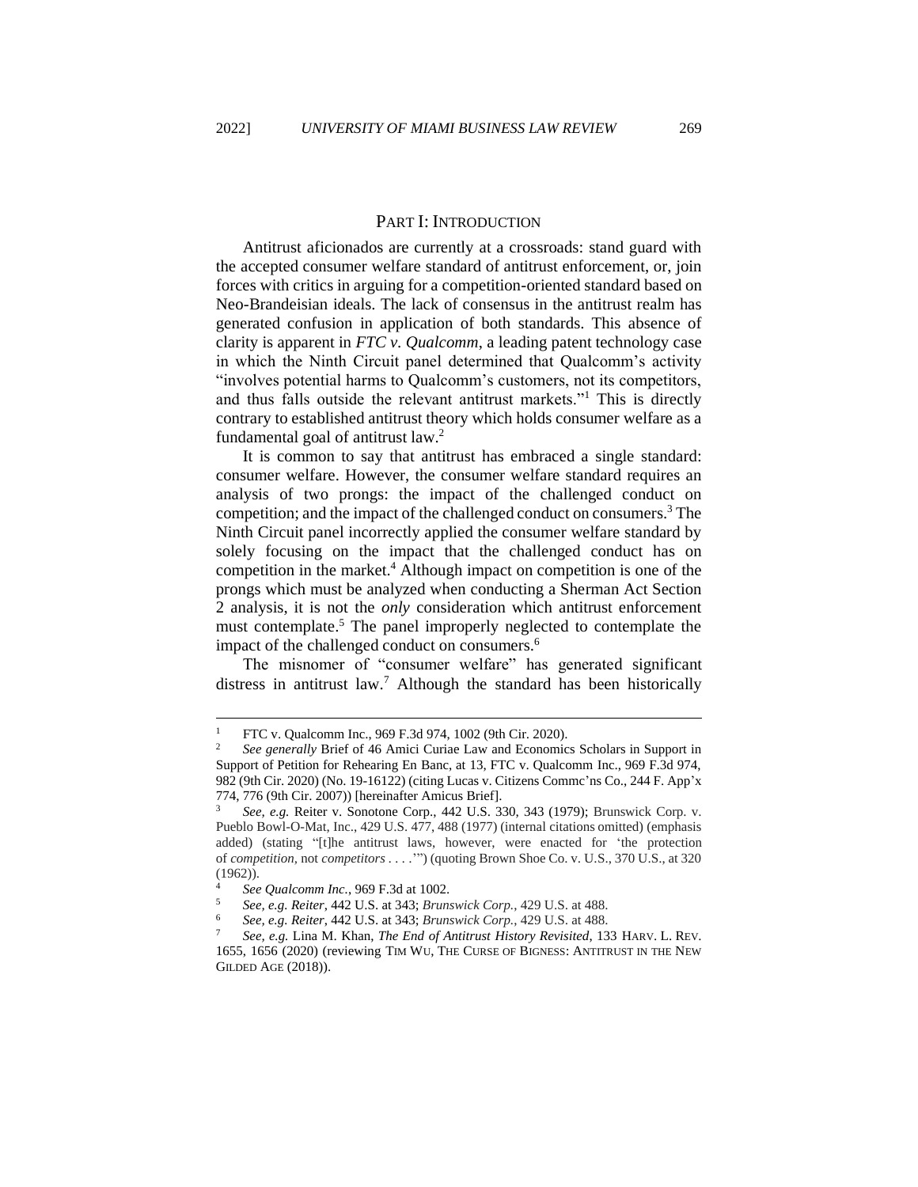## PART I: INTRODUCTION

Antitrust aficionados are currently at a crossroads: stand guard with the accepted consumer welfare standard of antitrust enforcement, or, join forces with critics in arguing for a competition-oriented standard based on Neo-Brandeisian ideals. The lack of consensus in the antitrust realm has generated confusion in application of both standards. This absence of clarity is apparent in *FTC v. Qualcomm*, a leading patent technology case in which the Ninth Circuit panel determined that Qualcomm's activity "involves potential harms to Qualcomm's customers, not its competitors, and thus falls outside the relevant antitrust markets."[1] This is directly contrary to established antitrust theory which holds consumer welfare as a fundamental goal of antitrust law.[2]

It is common to say that antitrust has embraced a single standard: consumer welfare. However, the consumer welfare standard requires an analysis of two prongs: the impact of the challenged conduct on competition; and the impact of the challenged conduct on consumers.[3] The Ninth Circuit panel incorrectly applied the consumer welfare standard by solely focusing on the impact that the challenged conduct has on competition in the market.[4] Although impact on competition is one of the prongs which must be analyzed when conducting a Sherman Act Section 2 analysis, it is not the *only* consideration which antitrust enforcement must contemplate.[5] The panel improperly neglected to contemplate the impact of the challenged conduct on consumers.[6]

The misnomer of "consumer welfare" has generated significant distress in antitrust law.[7] Although the standard has been historically

---

[1] FTC v. Qualcomm Inc., 969 F.3d 974, 1002 (9th Cir. 2020).

[2] *See generally* Brief of 46 Amici Curiae Law and Economics Scholars in Support in Support of Petition for Rehearing En Banc, at 13, FTC v. Qualcomm Inc., 969 F.3d 974, 982 (9th Cir. 2020) (No. 19-16122) (citing Lucas v. Citizens Commc'ns Co., 244 F. App'x 774, 776 (9th Cir. 2007)) [hereinafter Amicus Brief].

[3] *See, e.g.* Reiter v. Sonotone Corp., 442 U.S. 330, 343 (1979); Brunswick Corp. v. Pueblo Bowl-O-Mat, Inc., 429 U.S. 477, 488 (1977) (internal citations omitted) (emphasis added) (stating "[t]he antitrust laws, however, were enacted for 'the protection of *competition*, not *competitors* . . . .'") (quoting Brown Shoe Co. v. U.S., 370 U.S., at 320 (1962)).

[4] *See Qualcomm Inc.*, 969 F.3d at 1002.

[5] *See, e.g. Reiter*, 442 U.S. at 343; *Brunswick Corp.*, 429 U.S. at 488.

[6] *See, e.g. Reiter*, 442 U.S. at 343; *Brunswick Corp.*, 429 U.S. at 488.

[7] *See, e.g.* Lina M. Khan, *The End of Antitrust History Revisited*, 133 HARV. L. REV. 1655, 1656 (2020) (reviewing TIM WU, THE CURSE OF BIGNESS: ANTITRUST IN THE NEW GILDED AGE (2018)).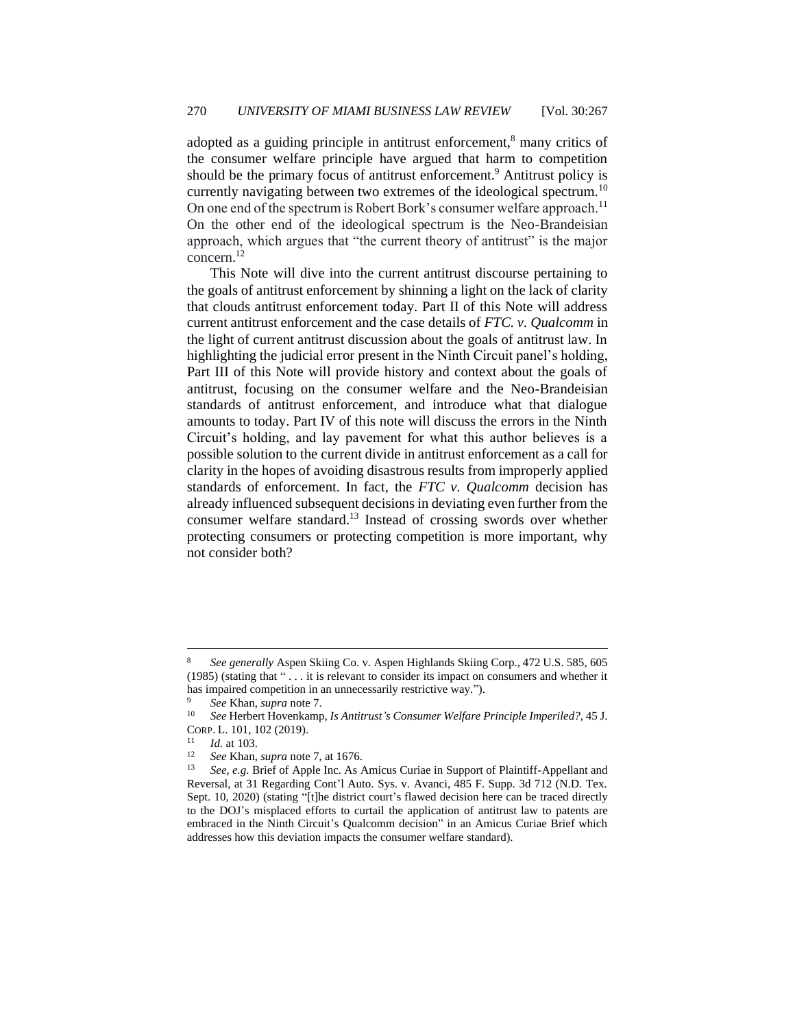adopted as a guiding principle in antitrust enforcement,[8] many critics of the consumer welfare principle have argued that harm to competition should be the primary focus of antitrust enforcement.[9] Antitrust policy is currently navigating between two extremes of the ideological spectrum.[10] On one end of the spectrum is Robert Bork's consumer welfare approach.[11] On the other end of the ideological spectrum is the Neo-Brandeisian approach, which argues that "the current theory of antitrust" is the major concern.[12]

This Note will dive into the current antitrust discourse pertaining to the goals of antitrust enforcement by shinning a light on the lack of clarity that clouds antitrust enforcement today. Part II of this Note will address current antitrust enforcement and the case details of *FTC. v. Qualcomm* in the light of current antitrust discussion about the goals of antitrust law. In highlighting the judicial error present in the Ninth Circuit panel's holding, Part III of this Note will provide history and context about the goals of antitrust, focusing on the consumer welfare and the Neo-Brandeisian standards of antitrust enforcement, and introduce what that dialogue amounts to today. Part IV of this note will discuss the errors in the Ninth Circuit's holding, and lay pavement for what this author believes is a possible solution to the current divide in antitrust enforcement as a call for clarity in the hopes of avoiding disastrous results from improperly applied standards of enforcement. In fact, the *FTC v. Qualcomm* decision has already influenced subsequent decisions in deviating even further from the consumer welfare standard.[13] Instead of crossing swords over whether protecting consumers or protecting competition is more important, why not consider both?

---

[8] *See generally* Aspen Skiing Co. v. Aspen Highlands Skiing Corp., 472 U.S. 585, 605 (1985) (stating that " . . . it is relevant to consider its impact on consumers and whether it has impaired competition in an unnecessarily restrictive way.").

[9] *See* Khan, *supra* note 7.

[10] *See* Herbert Hovenkamp, *Is Antitrust's Consumer Welfare Principle Imperiled?*, 45 J. CORP. L. 101, 102 (2019).

[11] *Id.* at 103.

[12] *See* Khan, *supra* note 7, at 1676.

[13] *See, e.g.* Brief of Apple Inc. As Amicus Curiae in Support of Plaintiff-Appellant and Reversal, at 31 Regarding Cont'l Auto. Sys. v. Avanci, 485 F. Supp. 3d 712 (N.D. Tex. Sept. 10, 2020) (stating "[t]he district court's flawed decision here can be traced directly to the DOJ's misplaced efforts to curtail the application of antitrust law to patents are embraced in the Ninth Circuit's Qualcomm decision" in an Amicus Curiae Brief which addresses how this deviation impacts the consumer welfare standard).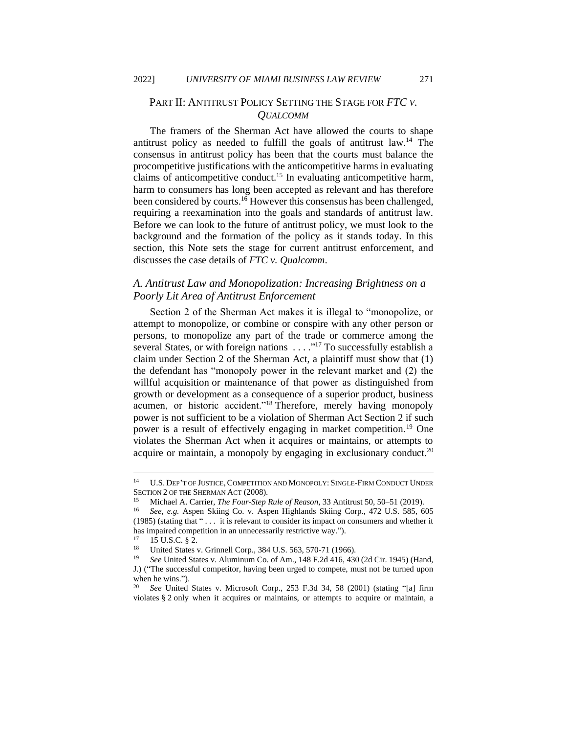## PART II: ANTITRUST POLICY SETTING THE STAGE FOR *FTC V. QUALCOMM*

The framers of the Sherman Act have allowed the courts to shape antitrust policy as needed to fulfill the goals of antitrust law.[14] The consensus in antitrust policy has been that the courts must balance the procompetitive justifications with the anticompetitive harms in evaluating claims of anticompetitive conduct.[15] In evaluating anticompetitive harm, harm to consumers has long been accepted as relevant and has therefore been considered by courts.[16] However this consensus has been challenged, requiring a reexamination into the goals and standards of antitrust law. Before we can look to the future of antitrust policy, we must look to the background and the formation of the policy as it stands today. In this section, this Note sets the stage for current antitrust enforcement, and discusses the case details of *FTC v. Qualcomm*.

### *A. Antitrust Law and Monopolization: Increasing Brightness on a Poorly Lit Area of Antitrust Enforcement*

Section 2 of the Sherman Act makes it is illegal to "monopolize, or attempt to monopolize, or combine or conspire with any other person or persons, to monopolize any part of the trade or commerce among the several States, or with foreign nations . . . ."[17] To successfully establish a claim under Section 2 of the Sherman Act, a plaintiff must show that (1) the defendant has "monopoly power in the relevant market and (2) the willful acquisition or maintenance of that power as distinguished from growth or development as a consequence of a superior product, business acumen, or historic accident."[18] Therefore, merely having monopoly power is not sufficient to be a violation of Sherman Act Section 2 if such power is a result of effectively engaging in market competition.[19] One violates the Sherman Act when it acquires or maintains, or attempts to acquire or maintain, a monopoly by engaging in exclusionary conduct.[20]

---

[14] U.S. DEP'T OF JUSTICE, COMPETITION AND MONOPOLY: SINGLE-FIRM CONDUCT UNDER SECTION 2 OF THE SHERMAN ACT (2008).

[15] Michael A. Carrier, *The Four-Step Rule of Reason*, 33 Antitrust 50, 50–51 (2019).

[16] *See, e.g.* Aspen Skiing Co. v. Aspen Highlands Skiing Corp., 472 U.S. 585, 605 (1985) (stating that " . . . it is relevant to consider its impact on consumers and whether it has impaired competition in an unnecessarily restrictive way.").

[17] 15 U.S.C. § 2.

[18] United States v. Grinnell Corp., 384 U.S. 563, 570-71 (1966).

[19] *See* United States v. Aluminum Co. of Am., 148 F.2d 416, 430 (2d Cir. 1945) (Hand, J.) ("The successful competitor, having been urged to compete, must not be turned upon when he wins.").

[20] *See* United States v. Microsoft Corp., 253 F.3d 34, 58 (2001) (stating "[a] firm violates § 2 only when it acquires or maintains, or attempts to acquire or maintain, a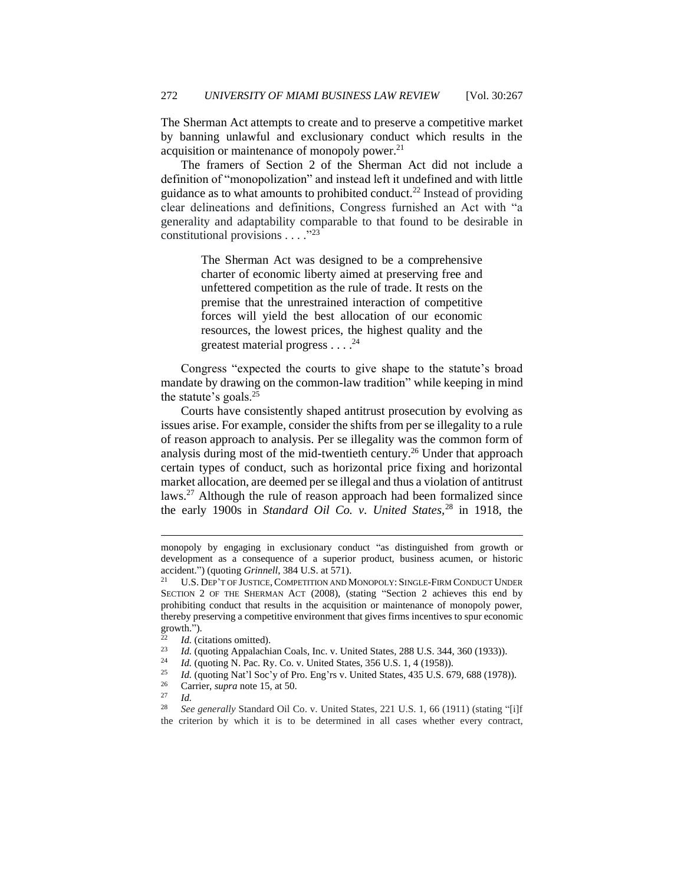The Sherman Act attempts to create and to preserve a competitive market by banning unlawful and exclusionary conduct which results in the acquisition or maintenance of monopoly power.[21]

The framers of Section 2 of the Sherman Act did not include a definition of "monopolization" and instead left it undefined and with little guidance as to what amounts to prohibited conduct.[22] Instead of providing clear delineations and definitions, Congress furnished an Act with "a generality and adaptability comparable to that found to be desirable in constitutional provisions . . . ."[23]

> The Sherman Act was designed to be a comprehensive charter of economic liberty aimed at preserving free and unfettered competition as the rule of trade. It rests on the premise that the unrestrained interaction of competitive forces will yield the best allocation of our economic resources, the lowest prices, the highest quality and the greatest material progress . . . .[24]

Congress "expected the courts to give shape to the statute's broad mandate by drawing on the common-law tradition" while keeping in mind the statute's goals.[25]

Courts have consistently shaped antitrust prosecution by evolving as issues arise. For example, consider the shifts from per se illegality to a rule of reason approach to analysis. Per se illegality was the common form of analysis during most of the mid-twentieth century.[26] Under that approach certain types of conduct, such as horizontal price fixing and horizontal market allocation, are deemed per se illegal and thus a violation of antitrust laws.[27] Although the rule of reason approach had been formalized since the early 1900s in *Standard Oil Co. v. United States*,[28] in 1918, the

---

monopoly by engaging in exclusionary conduct "as distinguished from growth or development as a consequence of a superior product, business acumen, or historic accident.") (quoting *Grinnell*, 384 U.S. at 571).

[21] U.S. DEP'T OF JUSTICE, COMPETITION AND MONOPOLY: SINGLE-FIRM CONDUCT UNDER SECTION 2 OF THE SHERMAN ACT (2008), (stating "Section 2 achieves this end by prohibiting conduct that results in the acquisition or maintenance of monopoly power, thereby preserving a competitive environment that gives firms incentives to spur economic growth.").

[22] *Id.* (citations omitted).

[23] *Id.* (quoting Appalachian Coals, Inc. v. United States, 288 U.S. 344, 360 (1933)).

[24] *Id.* (quoting N. Pac. Ry. Co. v. United States, 356 U.S. 1, 4 (1958)).

[25] *Id.* (quoting Nat'l Soc'y of Pro. Eng'rs v. United States, 435 U.S. 679, 688 (1978)).

[26] Carrier, *supra* note 15, at 50.

[27] *Id.*

[28] *See generally* Standard Oil Co. v. United States, 221 U.S. 1, 66 (1911) (stating "[i]f the criterion by which it is to be determined in all cases whether every contract,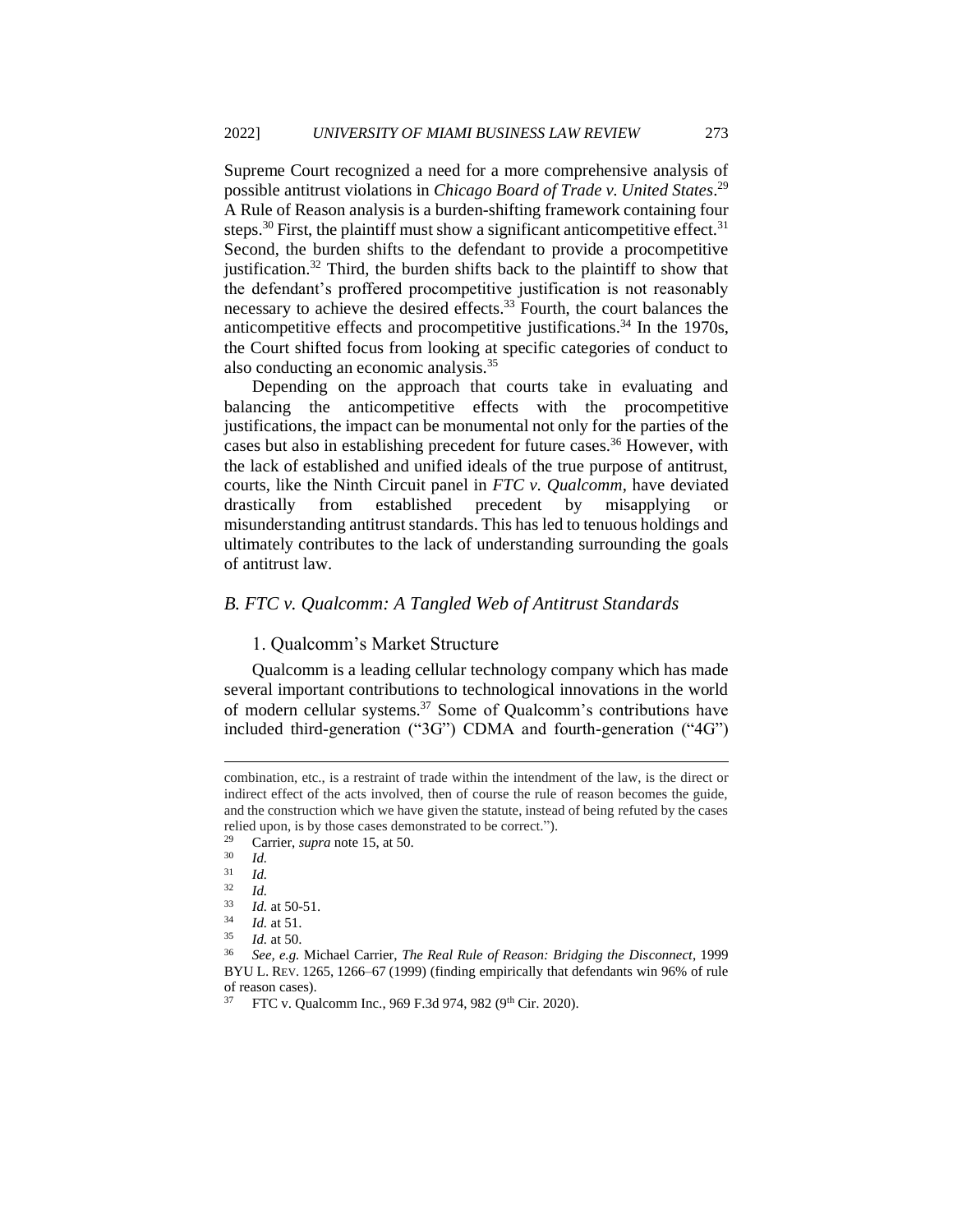Supreme Court recognized a need for a more comprehensive analysis of possible antitrust violations in *Chicago Board of Trade v. United States*.[29] A Rule of Reason analysis is a burden-shifting framework containing four steps.[30] First, the plaintiff must show a significant anticompetitive effect.[31] Second, the burden shifts to the defendant to provide a procompetitive justification.[32] Third, the burden shifts back to the plaintiff to show that the defendant's proffered procompetitive justification is not reasonably necessary to achieve the desired effects.[33] Fourth, the court balances the anticompetitive effects and procompetitive justifications.[34] In the 1970s, the Court shifted focus from looking at specific categories of conduct to also conducting an economic analysis.[35]

Depending on the approach that courts take in evaluating and balancing the anticompetitive effects with the procompetitive justifications, the impact can be monumental not only for the parties of the cases but also in establishing precedent for future cases.[36] However, with the lack of established and unified ideals of the true purpose of antitrust, courts, like the Ninth Circuit panel in *FTC v. Qualcomm*, have deviated drastically from established precedent by misapplying or misunderstanding antitrust standards. This has led to tenuous holdings and ultimately contributes to the lack of understanding surrounding the goals of antitrust law.

### *B. FTC v. Qualcomm: A Tangled Web of Antitrust Standards*

#### 1. Qualcomm's Market Structure

Qualcomm is a leading cellular technology company which has made several important contributions to technological innovations in the world of modern cellular systems.[37] Some of Qualcomm's contributions have included third-generation ("3G") CDMA and fourth-generation ("4G")

---

combination, etc., is a restraint of trade within the intendment of the law, is the direct or indirect effect of the acts involved, then of course the rule of reason becomes the guide, and the construction which we have given the statute, instead of being refuted by the cases relied upon, is by those cases demonstrated to be correct.").

[29] Carrier, *supra* note 15, at 50.

[30] *Id.*

[31] *Id.*

[32] *Id.*

[33] *Id.* at 50-51.

[34] *Id.* at 51.

[35] *Id.* at 50.

[36] *See, e.g.* Michael Carrier, *The Real Rule of Reason: Bridging the Disconnect*, 1999 BYU L. REV. 1265, 1266–67 (1999) (finding empirically that defendants win 96% of rule of reason cases).

[37] FTC v. Qualcomm Inc., 969 F.3d 974, 982 (9th Cir. 2020).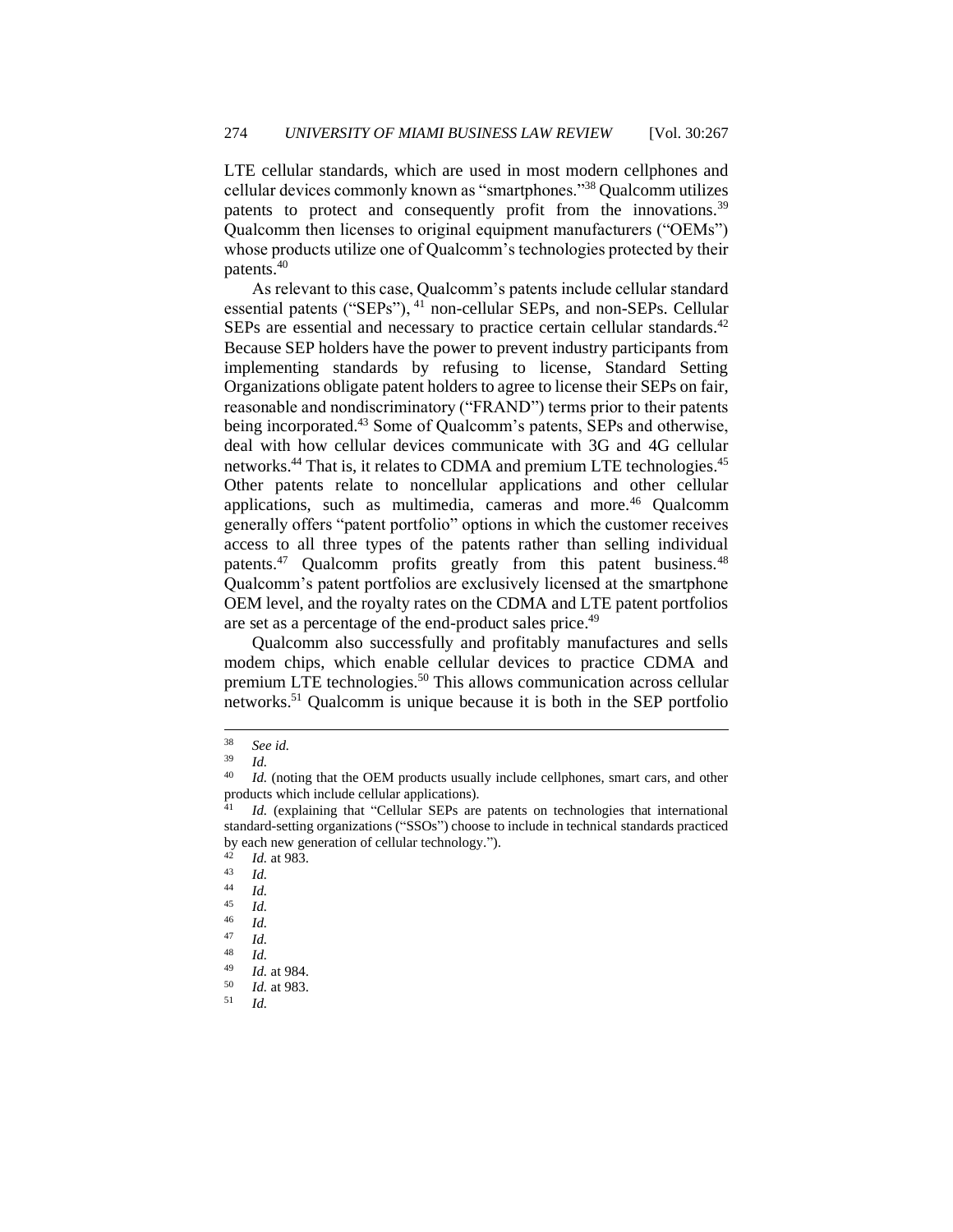LTE cellular standards, which are used in most modern cellphones and cellular devices commonly known as "smartphones."[38] Qualcomm utilizes patents to protect and consequently profit from the innovations.[39] Qualcomm then licenses to original equipment manufacturers ("OEMs") whose products utilize one of Qualcomm's technologies protected by their patents.[40]

As relevant to this case, Qualcomm's patents include cellular standard essential patents ("SEPs"), [41] non-cellular SEPs, and non-SEPs. Cellular SEPs are essential and necessary to practice certain cellular standards.[42] Because SEP holders have the power to prevent industry participants from implementing standards by refusing to license, Standard Setting Organizations obligate patent holders to agree to license their SEPs on fair, reasonable and nondiscriminatory ("FRAND") terms prior to their patents being incorporated.[43] Some of Qualcomm's patents, SEPs and otherwise, deal with how cellular devices communicate with 3G and 4G cellular networks.[44] That is, it relates to CDMA and premium LTE technologies.[45] Other patents relate to noncellular applications and other cellular applications, such as multimedia, cameras and more.[46] Qualcomm generally offers "patent portfolio" options in which the customer receives access to all three types of the patents rather than selling individual patents.[47] Qualcomm profits greatly from this patent business.[48] Qualcomm's patent portfolios are exclusively licensed at the smartphone OEM level, and the royalty rates on the CDMA and LTE patent portfolios are set as a percentage of the end-product sales price.[49]

Qualcomm also successfully and profitably manufactures and sells modem chips, which enable cellular devices to practice CDMA and premium LTE technologies.[50] This allows communication across cellular networks.[51] Qualcomm is unique because it is both in the SEP portfolio

---

[38] *See id.*

[39] *Id.*

[40] *Id.* (noting that the OEM products usually include cellphones, smart cars, and other products which include cellular applications).

[41] *Id.* (explaining that "Cellular SEPs are patents on technologies that international standard-setting organizations ("SSOs") choose to include in technical standards practiced by each new generation of cellular technology.").

[42] *Id.* at 983.

[43] *Id.*

[44] *Id.*

[45] *Id.*

[46] *Id.*

[47] *Id.*

[48] *Id.*

[49] *Id.* at 984.

[50] *Id.* at 983.

[51] *Id.*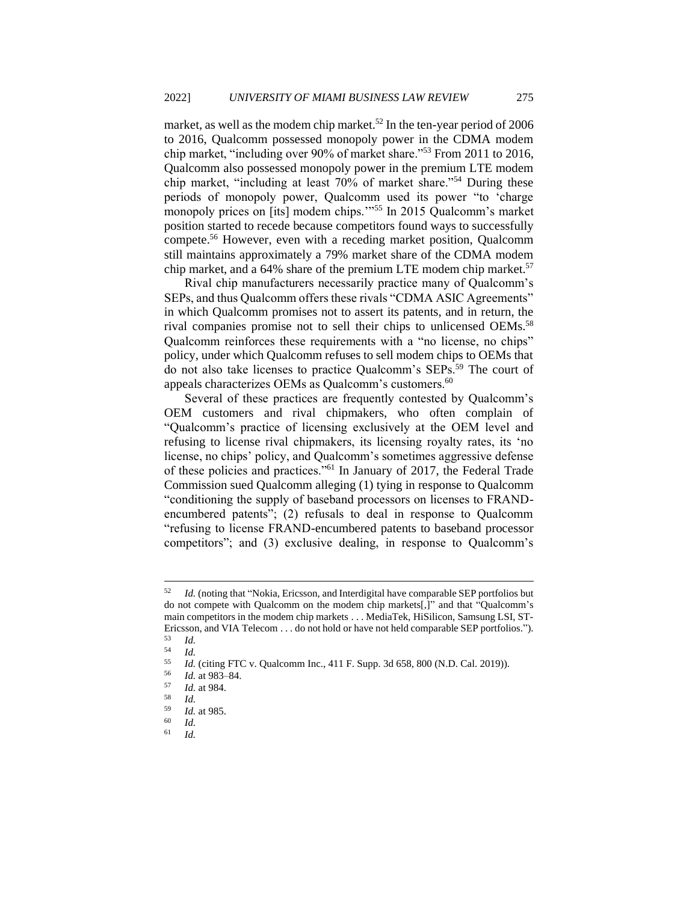market, as well as the modem chip market.[52] In the ten-year period of 2006 to 2016, Qualcomm possessed monopoly power in the CDMA modem chip market, "including over 90% of market share."[53] From 2011 to 2016, Qualcomm also possessed monopoly power in the premium LTE modem chip market, "including at least 70% of market share."[54] During these periods of monopoly power, Qualcomm used its power "to 'charge monopoly prices on [its] modem chips.'"[55] In 2015 Qualcomm's market position started to recede because competitors found ways to successfully compete.[56] However, even with a receding market position, Qualcomm still maintains approximately a 79% market share of the CDMA modem chip market, and a 64% share of the premium LTE modem chip market.[57]

Rival chip manufacturers necessarily practice many of Qualcomm's SEPs, and thus Qualcomm offers these rivals "CDMA ASIC Agreements" in which Qualcomm promises not to assert its patents, and in return, the rival companies promise not to sell their chips to unlicensed OEMs.[58] Qualcomm reinforces these requirements with a "no license, no chips" policy, under which Qualcomm refuses to sell modem chips to OEMs that do not also take licenses to practice Qualcomm's SEPs.[59] The court of appeals characterizes OEMs as Qualcomm's customers.[60]

Several of these practices are frequently contested by Qualcomm's OEM customers and rival chipmakers, who often complain of "Qualcomm's practice of licensing exclusively at the OEM level and refusing to license rival chipmakers, its licensing royalty rates, its 'no license, no chips' policy, and Qualcomm's sometimes aggressive defense of these policies and practices."[61] In January of 2017, the Federal Trade Commission sued Qualcomm alleging (1) tying in response to Qualcomm "conditioning the supply of baseband processors on licenses to FRAND-encumbered patents"; (2) refusals to deal in response to Qualcomm "refusing to license FRAND-encumbered patents to baseband processor competitors"; and (3) exclusive dealing, in response to Qualcomm's

---

[52] *Id.* (noting that "Nokia, Ericsson, and Interdigital have comparable SEP portfolios but do not compete with Qualcomm on the modem chip markets[,]" and that "Qualcomm's main competitors in the modem chip markets . . . MediaTek, HiSilicon, Samsung LSI, ST-Ericsson, and VIA Telecom . . . do not hold or have not held comparable SEP portfolios.").

[53] *Id.*

[54] *Id.*

[55] *Id.* (citing FTC v. Qualcomm Inc., 411 F. Supp. 3d 658, 800 (N.D. Cal. 2019)).

[56] *Id.* at 983–84.

[57] *Id.* at 984.

[58] *Id.*

[59] *Id.* at 985.

[60] *Id.*

[61] *Id.*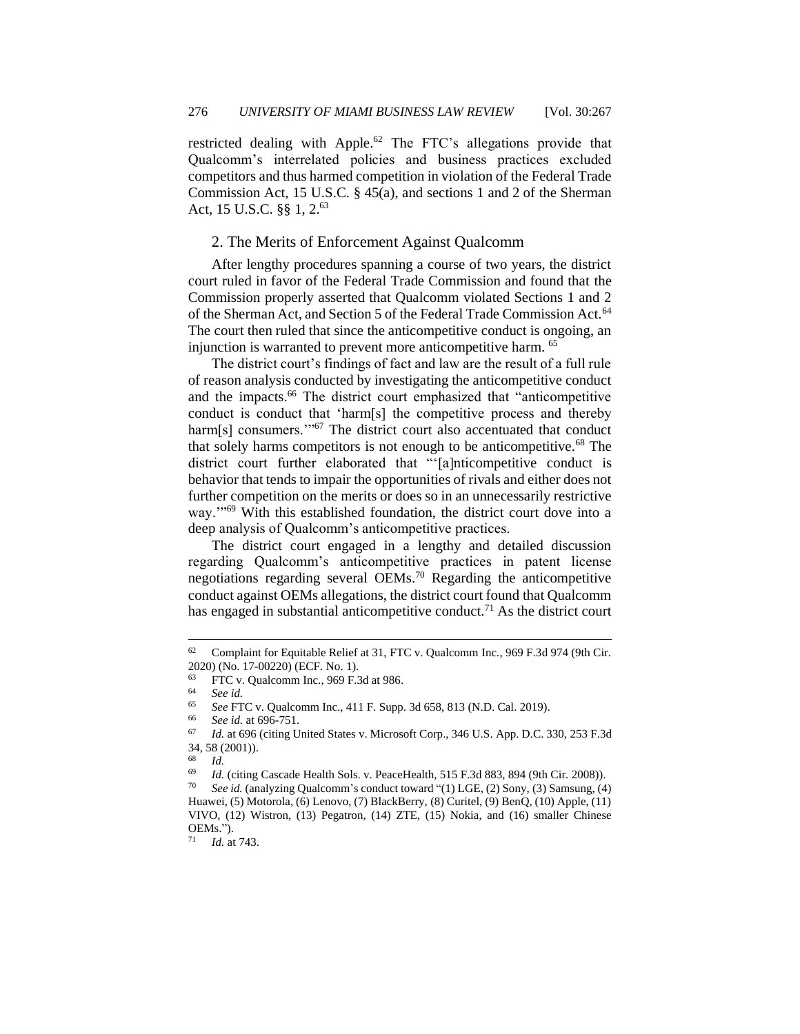restricted dealing with Apple.[62] The FTC's allegations provide that Qualcomm's interrelated policies and business practices excluded competitors and thus harmed competition in violation of the Federal Trade Commission Act, 15 U.S.C. § 45(a), and sections 1 and 2 of the Sherman Act, 15 U.S.C. §§ 1, 2.[63]

### 2. The Merits of Enforcement Against Qualcomm

After lengthy procedures spanning a course of two years, the district court ruled in favor of the Federal Trade Commission and found that the Commission properly asserted that Qualcomm violated Sections 1 and 2 of the Sherman Act, and Section 5 of the Federal Trade Commission Act.[64] The court then ruled that since the anticompetitive conduct is ongoing, an injunction is warranted to prevent more anticompetitive harm.[65]

The district court's findings of fact and law are the result of a full rule of reason analysis conducted by investigating the anticompetitive conduct and the impacts.[66] The district court emphasized that "anticompetitive conduct is conduct that 'harm[s] the competitive process and thereby harm[s] consumers.'"[67] The district court also accentuated that conduct that solely harms competitors is not enough to be anticompetitive.[68] The district court further elaborated that "'[a]nticompetitive conduct is behavior that tends to impair the opportunities of rivals and either does not further competition on the merits or does so in an unnecessarily restrictive way.'"[69] With this established foundation, the district court dove into a deep analysis of Qualcomm's anticompetitive practices.

The district court engaged in a lengthy and detailed discussion regarding Qualcomm's anticompetitive practices in patent license negotiations regarding several OEMs.[70] Regarding the anticompetitive conduct against OEMs allegations, the district court found that Qualcomm has engaged in substantial anticompetitive conduct.[71] As the district court

---

[62] Complaint for Equitable Relief at 31, FTC v. Qualcomm Inc., 969 F.3d 974 (9th Cir. 2020) (No. 17-00220) (ECF. No. 1).

[63] FTC v. Qualcomm Inc., 969 F.3d at 986.

[64] *See id.*

[65] *See* FTC v. Qualcomm Inc., 411 F. Supp. 3d 658, 813 (N.D. Cal. 2019).

[66] *See id.* at 696-751.

[67] *Id.* at 696 (citing United States v. Microsoft Corp., 346 U.S. App. D.C. 330, 253 F.3d 34, 58 (2001)).

[68] *Id.*

[69] *Id.* (citing Cascade Health Sols. v. PeaceHealth, 515 F.3d 883, 894 (9th Cir. 2008)).

[70] *See id.* (analyzing Qualcomm's conduct toward "(1) LGE, (2) Sony, (3) Samsung, (4) Huawei, (5) Motorola, (6) Lenovo, (7) BlackBerry, (8) Curitel, (9) BenQ, (10) Apple, (11) VIVO, (12) Wistron, (13) Pegatron, (14) ZTE, (15) Nokia, and (16) smaller Chinese OEMs.").

[71] *Id.* at 743.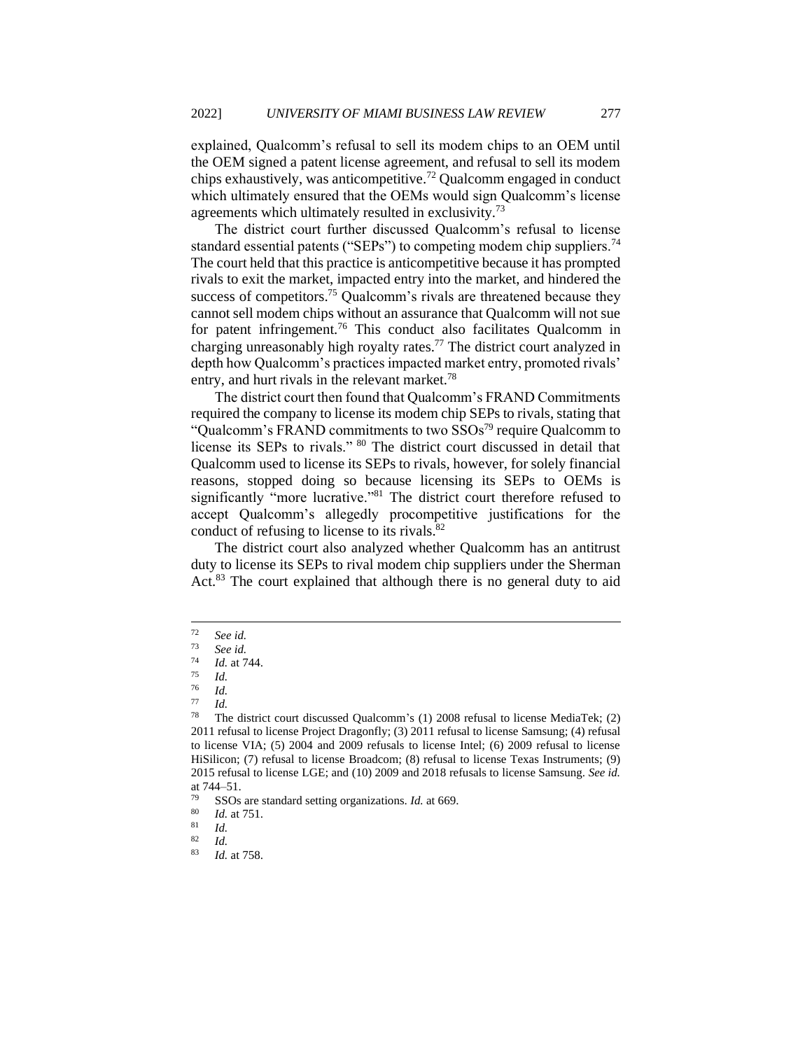explained, Qualcomm's refusal to sell its modem chips to an OEM until the OEM signed a patent license agreement, and refusal to sell its modem chips exhaustively, was anticompetitive.[72] Qualcomm engaged in conduct which ultimately ensured that the OEMs would sign Qualcomm's license agreements which ultimately resulted in exclusivity.[73]

The district court further discussed Qualcomm's refusal to license standard essential patents ("SEPs") to competing modem chip suppliers.[74] The court held that this practice is anticompetitive because it has prompted rivals to exit the market, impacted entry into the market, and hindered the success of competitors.[75] Qualcomm's rivals are threatened because they cannot sell modem chips without an assurance that Qualcomm will not sue for patent infringement.[76] This conduct also facilitates Qualcomm in charging unreasonably high royalty rates.[77] The district court analyzed in depth how Qualcomm's practices impacted market entry, promoted rivals' entry, and hurt rivals in the relevant market.[78]

The district court then found that Qualcomm's FRAND Commitments required the company to license its modem chip SEPs to rivals, stating that "Qualcomm's FRAND commitments to two SSOs[79] require Qualcomm to license its SEPs to rivals." [80] The district court discussed in detail that Qualcomm used to license its SEPs to rivals, however, for solely financial reasons, stopped doing so because licensing its SEPs to OEMs is significantly "more lucrative."[81] The district court therefore refused to accept Qualcomm's allegedly procompetitive justifications for the conduct of refusing to license to its rivals.[82]

The district court also analyzed whether Qualcomm has an antitrust duty to license its SEPs to rival modem chip suppliers under the Sherman Act.[83] The court explained that although there is no general duty to aid

---

[72] *See id.*

[73] *See id.*

[74] *Id.* at 744.

[75] *Id.*

[76] *Id.*

[77] *Id.*

[78] The district court discussed Qualcomm's (1) 2008 refusal to license MediaTek; (2) 2011 refusal to license Project Dragonfly; (3) 2011 refusal to license Samsung; (4) refusal to license VIA; (5) 2004 and 2009 refusals to license Intel; (6) 2009 refusal to license HiSilicon; (7) refusal to license Broadcom; (8) refusal to license Texas Instruments; (9) 2015 refusal to license LGE; and (10) 2009 and 2018 refusals to license Samsung. *See id.* at 744–51.

[79] SSOs are standard setting organizations. *Id.* at 669.

[80] *Id.* at 751.

[81] *Id.*

[82] *Id.*

[83] *Id.* at 758.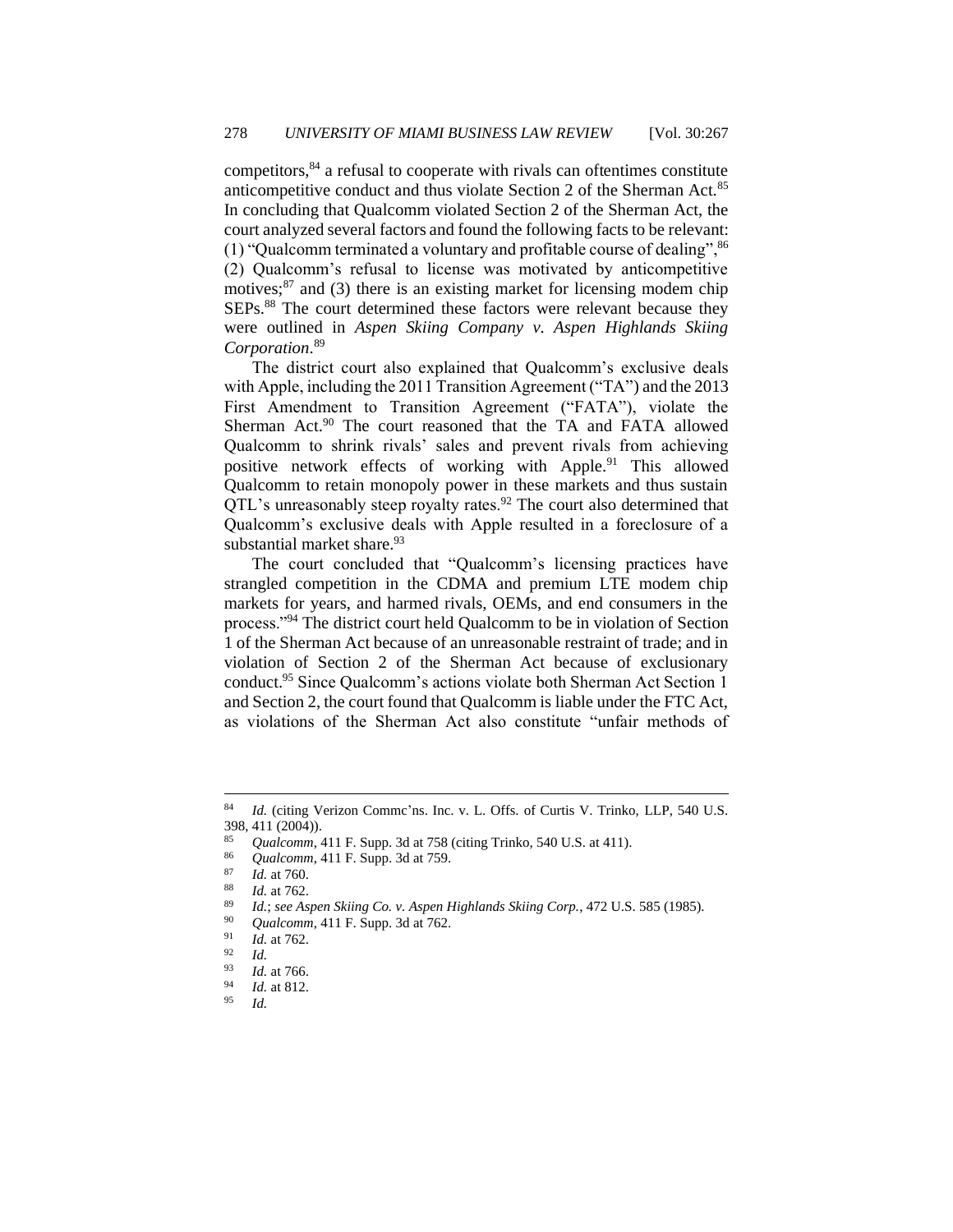competitors,[84] a refusal to cooperate with rivals can oftentimes constitute anticompetitive conduct and thus violate Section 2 of the Sherman Act.[85] In concluding that Qualcomm violated Section 2 of the Sherman Act, the court analyzed several factors and found the following facts to be relevant: (1) "Qualcomm terminated a voluntary and profitable course of dealing",[86] (2) Qualcomm's refusal to license was motivated by anticompetitive motives;[87] and (3) there is an existing market for licensing modem chip SEPs.[88] The court determined these factors were relevant because they were outlined in *Aspen Skiing Company v. Aspen Highlands Skiing Corporation*.[89]

The district court also explained that Qualcomm's exclusive deals with Apple, including the 2011 Transition Agreement ("TA") and the 2013 First Amendment to Transition Agreement ("FATA"), violate the Sherman Act.[90] The court reasoned that the TA and FATA allowed Qualcomm to shrink rivals' sales and prevent rivals from achieving positive network effects of working with Apple.[91] This allowed Qualcomm to retain monopoly power in these markets and thus sustain QTL's unreasonably steep royalty rates.[92] The court also determined that Qualcomm's exclusive deals with Apple resulted in a foreclosure of a substantial market share.[93]

The court concluded that "Qualcomm's licensing practices have strangled competition in the CDMA and premium LTE modem chip markets for years, and harmed rivals, OEMs, and end consumers in the process."[94] The district court held Qualcomm to be in violation of Section 1 of the Sherman Act because of an unreasonable restraint of trade; and in violation of Section 2 of the Sherman Act because of exclusionary conduct.[95] Since Qualcomm's actions violate both Sherman Act Section 1 and Section 2, the court found that Qualcomm is liable under the FTC Act, as violations of the Sherman Act also constitute "unfair methods of

---

[84] *Id.* (citing Verizon Commc'ns. Inc. v. L. Offs. of Curtis V. Trinko, LLP, 540 U.S. 398, 411 (2004)).

[85] *Qualcomm*, 411 F. Supp. 3d at 758 (citing Trinko, 540 U.S. at 411).

[86] *Qualcomm*, 411 F. Supp. 3d at 759.

[87] *Id.* at 760.

[88] *Id.* at 762.

[89] *Id.*; *see Aspen Skiing Co. v. Aspen Highlands Skiing Corp.*, 472 U.S. 585 (1985).

[90] *Qualcomm*, 411 F. Supp. 3d at 762.

[91] *Id.* at 762.

[92] *Id.*

[93] *Id.* at 766.

[94] *Id.* at 812.

[95] *Id.*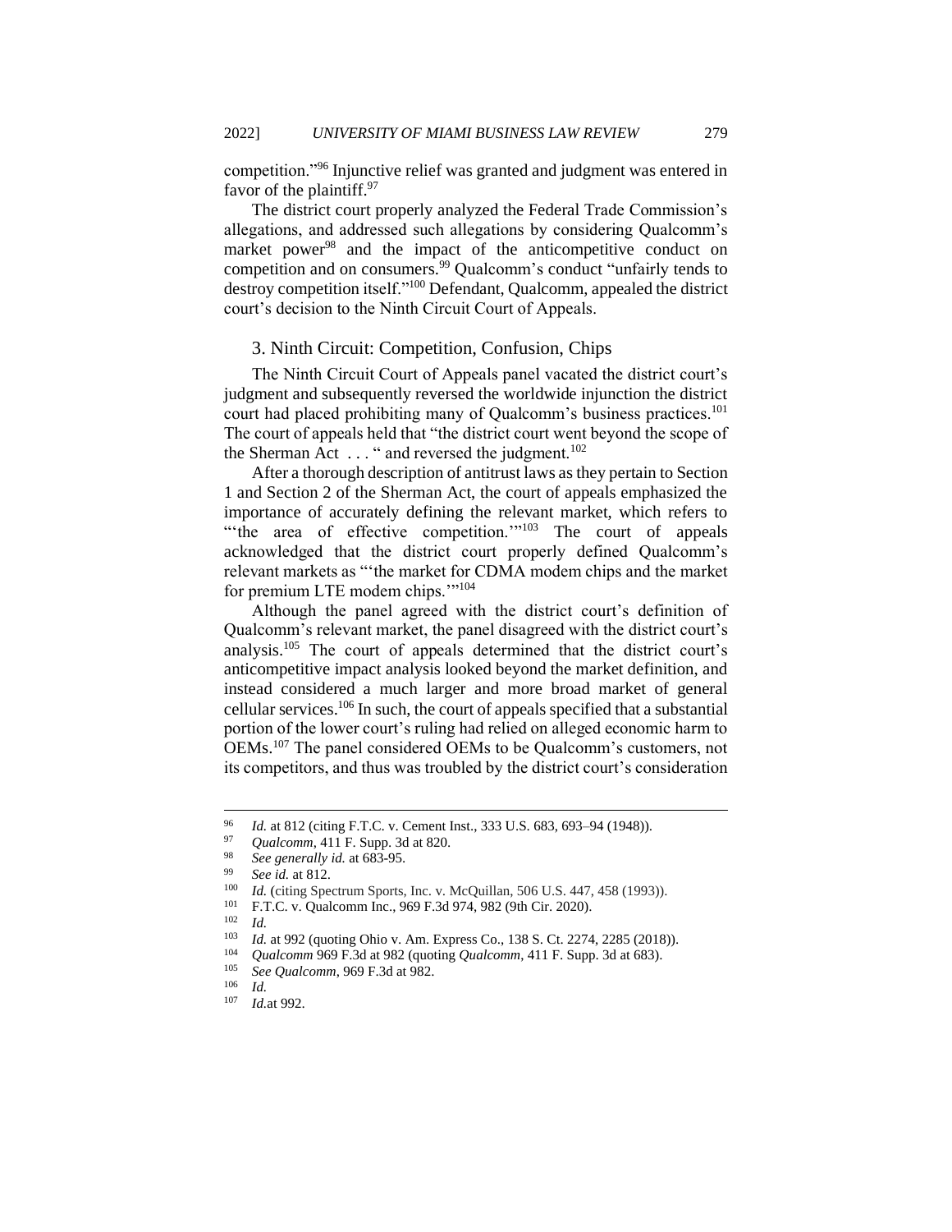competition."[96] Injunctive relief was granted and judgment was entered in favor of the plaintiff.[97]

The district court properly analyzed the Federal Trade Commission's allegations, and addressed such allegations by considering Qualcomm's market power[98] and the impact of the anticompetitive conduct on competition and on consumers.[99] Qualcomm's conduct "unfairly tends to destroy competition itself."[100] Defendant, Qualcomm, appealed the district court's decision to the Ninth Circuit Court of Appeals.

### 3. Ninth Circuit: Competition, Confusion, Chips

The Ninth Circuit Court of Appeals panel vacated the district court's judgment and subsequently reversed the worldwide injunction the district court had placed prohibiting many of Qualcomm's business practices.[101] The court of appeals held that "the district court went beyond the scope of the Sherman Act . . . " and reversed the judgment.[102]

After a thorough description of antitrust laws as they pertain to Section 1 and Section 2 of the Sherman Act, the court of appeals emphasized the importance of accurately defining the relevant market, which refers to "'the area of effective competition.'"[103] The court of appeals acknowledged that the district court properly defined Qualcomm's relevant markets as "'the market for CDMA modem chips and the market for premium LTE modem chips.'"[104]

Although the panel agreed with the district court's definition of Qualcomm's relevant market, the panel disagreed with the district court's analysis.[105] The court of appeals determined that the district court's anticompetitive impact analysis looked beyond the market definition, and instead considered a much larger and more broad market of general cellular services.[106] In such, the court of appeals specified that a substantial portion of the lower court's ruling had relied on alleged economic harm to OEMs.[107] The panel considered OEMs to be Qualcomm's customers, not its competitors, and thus was troubled by the district court's consideration

---

[96] *Id.* at 812 (citing F.T.C. v. Cement Inst., 333 U.S. 683, 693–94 (1948)).

[97] *Qualcomm*, 411 F. Supp. 3d at 820.

[98] *See generally id.* at 683-95.

[99] *See id.* at 812.

[100] *Id.* (citing Spectrum Sports, Inc. v. McQuillan, 506 U.S. 447, 458 (1993)).

[101] F.T.C. v. Qualcomm Inc., 969 F.3d 974, 982 (9th Cir. 2020).

[102] *Id.*

[103] *Id.* at 992 (quoting Ohio v. Am. Express Co., 138 S. Ct. 2274, 2285 (2018)).

[104] *Qualcomm* 969 F.3d at 982 (quoting *Qualcomm*, 411 F. Supp. 3d at 683).

[105] *See Qualcomm*, 969 F.3d at 982.

[106] *Id.*

[107] *Id.*at 992.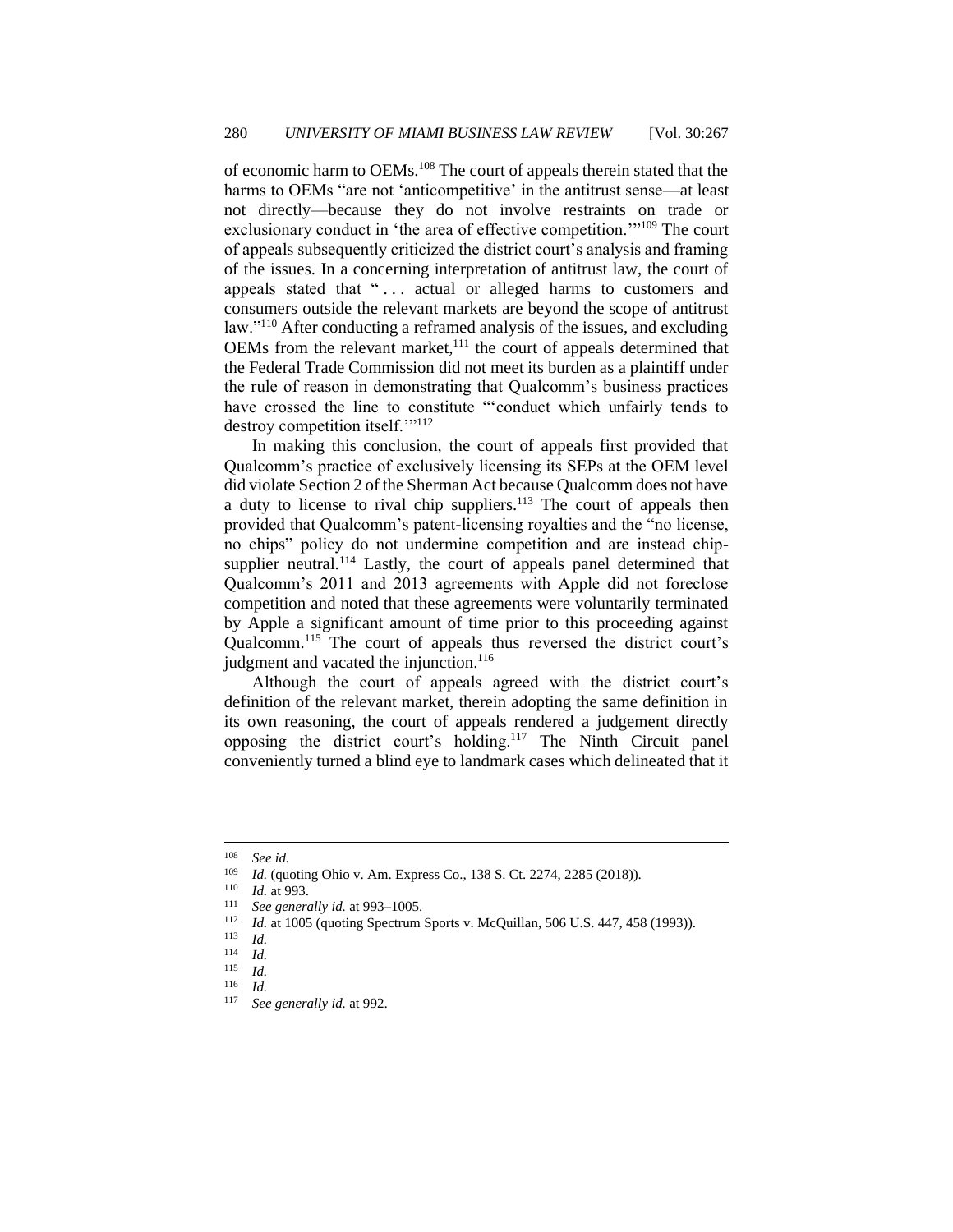of economic harm to OEMs.[108] The court of appeals therein stated that the harms to OEMs "are not 'anticompetitive' in the antitrust sense—at least not directly—because they do not involve restraints on trade or exclusionary conduct in 'the area of effective competition.'"[109] The court of appeals subsequently criticized the district court's analysis and framing of the issues. In a concerning interpretation of antitrust law, the court of appeals stated that " . . . actual or alleged harms to customers and consumers outside the relevant markets are beyond the scope of antitrust law."[110] After conducting a reframed analysis of the issues, and excluding OEMs from the relevant market,[111] the court of appeals determined that the Federal Trade Commission did not meet its burden as a plaintiff under the rule of reason in demonstrating that Qualcomm's business practices have crossed the line to constitute "'conduct which unfairly tends to destroy competition itself.'"[112]

In making this conclusion, the court of appeals first provided that Qualcomm's practice of exclusively licensing its SEPs at the OEM level did violate Section 2 of the Sherman Act because Qualcomm does not have a duty to license to rival chip suppliers.[113] The court of appeals then provided that Qualcomm's patent-licensing royalties and the "no license, no chips" policy do not undermine competition and are instead chip-supplier neutral.[114] Lastly, the court of appeals panel determined that Qualcomm's 2011 and 2013 agreements with Apple did not foreclose competition and noted that these agreements were voluntarily terminated by Apple a significant amount of time prior to this proceeding against Qualcomm.[115] The court of appeals thus reversed the district court's judgment and vacated the injunction.[116]

Although the court of appeals agreed with the district court's definition of the relevant market, therein adopting the same definition in its own reasoning, the court of appeals rendered a judgement directly opposing the district court's holding.[117] The Ninth Circuit panel conveniently turned a blind eye to landmark cases which delineated that it

---

[108] *See id.*

[109] *Id.* (quoting Ohio v. Am. Express Co., 138 S. Ct. 2274, 2285 (2018)).

[110] *Id.* at 993.

[111] *See generally id.* at 993–1005.

[112] *Id.* at 1005 (quoting Spectrum Sports v. McQuillan, 506 U.S. 447, 458 (1993)).

[113] *Id.*

[114] *Id.*

[115] *Id.*

[116] *Id.*

[117] *See generally id.* at 992.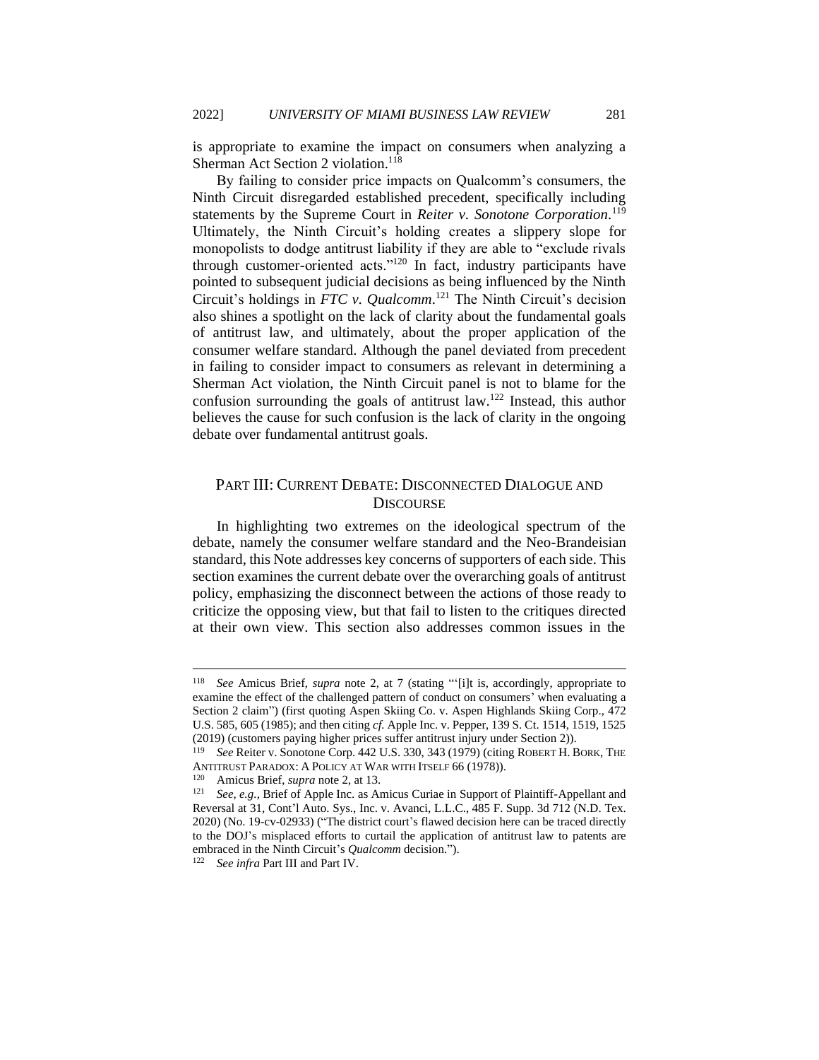is appropriate to examine the impact on consumers when analyzing a Sherman Act Section 2 violation.[118]

By failing to consider price impacts on Qualcomm's consumers, the Ninth Circuit disregarded established precedent, specifically including statements by the Supreme Court in *Reiter v. Sonotone Corporation*.[119] Ultimately, the Ninth Circuit's holding creates a slippery slope for monopolists to dodge antitrust liability if they are able to "exclude rivals through customer-oriented acts."[120] In fact, industry participants have pointed to subsequent judicial decisions as being influenced by the Ninth Circuit's holdings in *FTC v. Qualcomm*.[121] The Ninth Circuit's decision also shines a spotlight on the lack of clarity about the fundamental goals of antitrust law, and ultimately, about the proper application of the consumer welfare standard. Although the panel deviated from precedent in failing to consider impact to consumers as relevant in determining a Sherman Act violation, the Ninth Circuit panel is not to blame for the confusion surrounding the goals of antitrust law.[122] Instead, this author believes the cause for such confusion is the lack of clarity in the ongoing debate over fundamental antitrust goals.

## PART III: CURRENT DEBATE: DISCONNECTED DIALOGUE AND DISCOURSE

In highlighting two extremes on the ideological spectrum of the debate, namely the consumer welfare standard and the Neo-Brandeisian standard, this Note addresses key concerns of supporters of each side. This section examines the current debate over the overarching goals of antitrust policy, emphasizing the disconnect between the actions of those ready to criticize the opposing view, but that fail to listen to the critiques directed at their own view. This section also addresses common issues in the

---

[118] *See* Amicus Brief, *supra* note 2, at 7 (stating "'[i]t is, accordingly, appropriate to examine the effect of the challenged pattern of conduct on consumers' when evaluating a Section 2 claim") (first quoting Aspen Skiing Co. v. Aspen Highlands Skiing Corp., 472 U.S. 585, 605 (1985); and then citing *cf.* Apple Inc. v. Pepper, 139 S. Ct. 1514, 1519, 1525 (2019) (customers paying higher prices suffer antitrust injury under Section 2)).

[119] *See* Reiter v. Sonotone Corp. 442 U.S. 330, 343 (1979) (citing ROBERT H. BORK, THE ANTITRUST PARADOX: A POLICY AT WAR WITH ITSELF 66 (1978)).

[120] Amicus Brief, *supra* note 2, at 13.

[121] *See, e.g.*, Brief of Apple Inc. as Amicus Curiae in Support of Plaintiff-Appellant and Reversal at 31, Cont'l Auto. Sys., Inc. v. Avanci, L.L.C., 485 F. Supp. 3d 712 (N.D. Tex. 2020) (No. 19-cv-02933) ("The district court's flawed decision here can be traced directly to the DOJ's misplaced efforts to curtail the application of antitrust law to patents are embraced in the Ninth Circuit's *Qualcomm* decision.").

[122] *See infra* Part III and Part IV.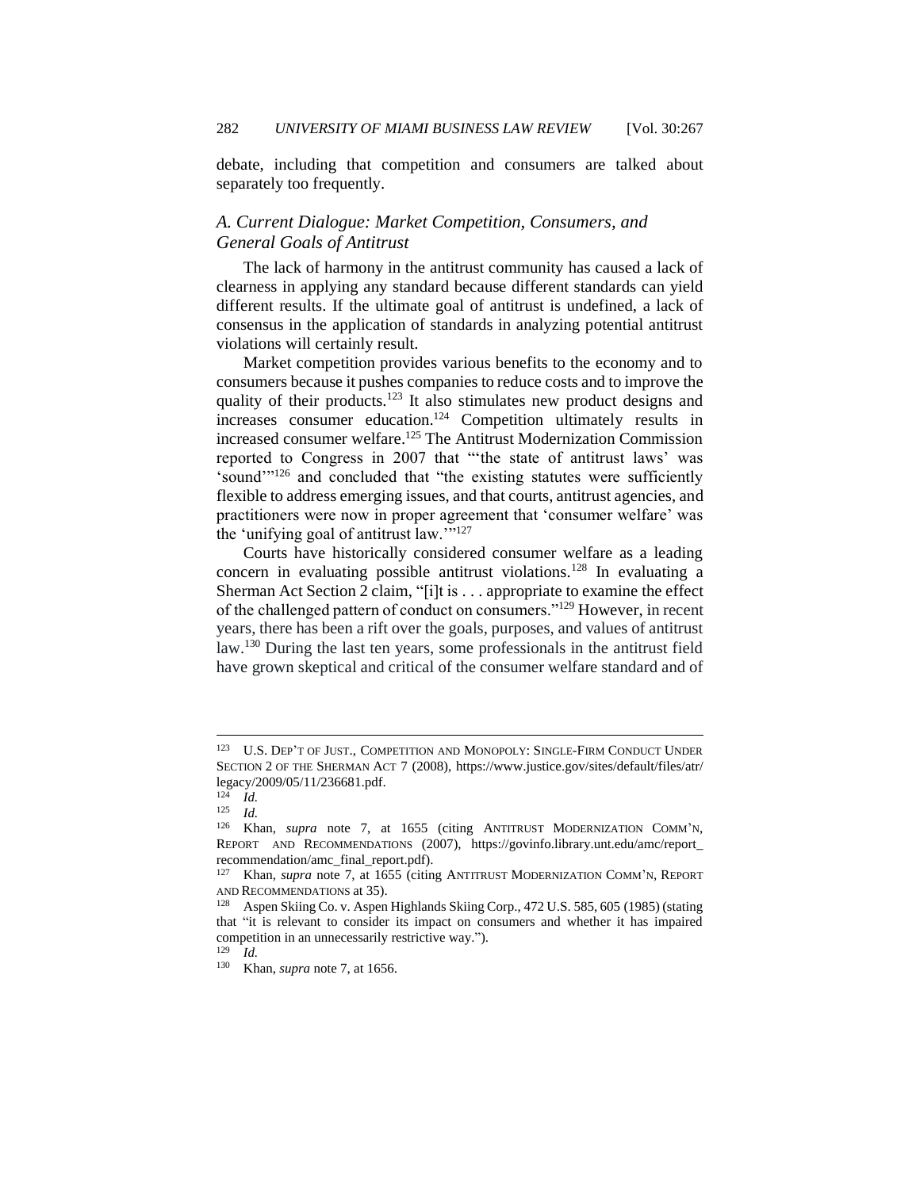debate, including that competition and consumers are talked about separately too frequently.

### *A. Current Dialogue: Market Competition, Consumers, and General Goals of Antitrust*

The lack of harmony in the antitrust community has caused a lack of clearness in applying any standard because different standards can yield different results. If the ultimate goal of antitrust is undefined, a lack of consensus in the application of standards in analyzing potential antitrust violations will certainly result.

Market competition provides various benefits to the economy and to consumers because it pushes companies to reduce costs and to improve the quality of their products.[123] It also stimulates new product designs and increases consumer education.[124] Competition ultimately results in increased consumer welfare.[125] The Antitrust Modernization Commission reported to Congress in 2007 that "'the state of antitrust laws' was 'sound'"[126] and concluded that "the existing statutes were sufficiently flexible to address emerging issues, and that courts, antitrust agencies, and practitioners were now in proper agreement that 'consumer welfare' was the 'unifying goal of antitrust law.'"[127]

Courts have historically considered consumer welfare as a leading concern in evaluating possible antitrust violations.[128] In evaluating a Sherman Act Section 2 claim, "[i]t is . . . appropriate to examine the effect of the challenged pattern of conduct on consumers."[129] However, in recent years, there has been a rift over the goals, purposes, and values of antitrust law.[130] During the last ten years, some professionals in the antitrust field have grown skeptical and critical of the consumer welfare standard and of

---

[123] U.S. DEP'T OF JUST., COMPETITION AND MONOPOLY: SINGLE-FIRM CONDUCT UNDER SECTION 2 OF THE SHERMAN ACT 7 (2008), https://www.justice.gov/sites/default/files/atr/legacy/2009/05/11/236681.pdf.

[124] *Id.*

[125] *Id.*

[126] Khan, *supra* note 7, at 1655 (citing ANTITRUST MODERNIZATION COMM'N, REPORT AND RECOMMENDATIONS (2007), https://govinfo.library.unt.edu/amc/report_recommendation/amc_final_report.pdf).

[127] Khan, *supra* note 7, at 1655 (citing ANTITRUST MODERNIZATION COMM'N, REPORT AND RECOMMENDATIONS at 35).

[128] Aspen Skiing Co. v. Aspen Highlands Skiing Corp., 472 U.S. 585, 605 (1985) (stating that "it is relevant to consider its impact on consumers and whether it has impaired competition in an unnecessarily restrictive way.").

[129] *Id.*

[130] Khan, *supra* note 7, at 1656.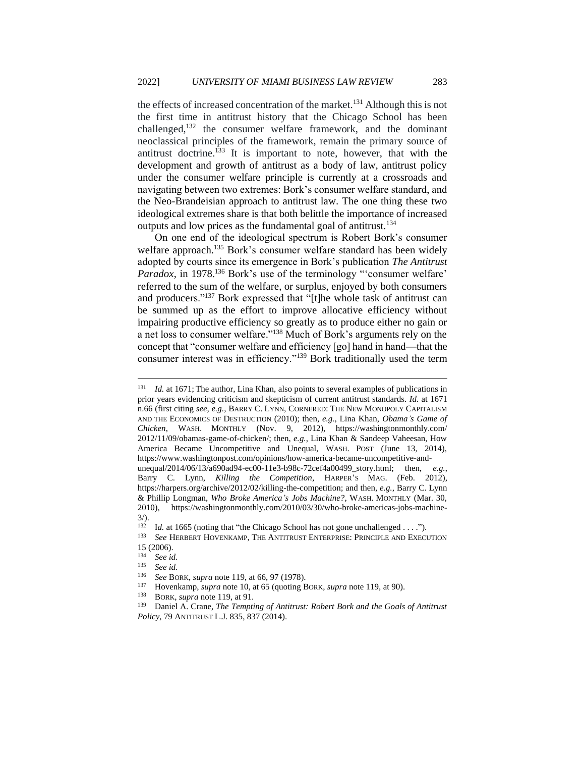the effects of increased concentration of the market.[131] Although this is not the first time in antitrust history that the Chicago School has been challenged,[132] the consumer welfare framework, and the dominant neoclassical principles of the framework, remain the primary source of antitrust doctrine.[133] It is important to note, however, that with the development and growth of antitrust as a body of law, antitrust policy under the consumer welfare principle is currently at a crossroads and navigating between two extremes: Bork's consumer welfare standard, and the Neo-Brandeisian approach to antitrust law. The one thing these two ideological extremes share is that both belittle the importance of increased outputs and low prices as the fundamental goal of antitrust.[134]

On one end of the ideological spectrum is Robert Bork's consumer welfare approach.[135] Bork's consumer welfare standard has been widely adopted by courts since its emergence in Bork's publication *The Antitrust Paradox*, in 1978.[136] Bork's use of the terminology "'consumer welfare' referred to the sum of the welfare, or surplus, enjoyed by both consumers and producers."[137] Bork expressed that "[t]he whole task of antitrust can be summed up as the effort to improve allocative efficiency without impairing productive efficiency so greatly as to produce either no gain or a net loss to consumer welfare."[138] Much of Bork's arguments rely on the concept that "consumer welfare and efficiency [go] hand in hand—that the consumer interest was in efficiency."[139] Bork traditionally used the term

---

[131] *Id.* at 1671; The author, Lina Khan, also points to several examples of publications in prior years evidencing criticism and skepticism of current antitrust standards. *Id.* at 1671 n.66 (first citing *see, e.g.*, BARRY C. LYNN, CORNERED: THE NEW MONOPOLY CAPITALISM AND THE ECONOMICS OF DESTRUCTION (2010); then, *e.g.*, Lina Khan, *Obama's Game of Chicken*, WASH. MONTHLY (Nov. 9, 2012), https://washingtonmonthly.com/2012/11/09/obamas-game-of-chicken/; then, *e.g.*, Lina Khan & Sandeep Vaheesan, How America Became Uncompetitive and Unequal, WASH. POST (June 13, 2014), https://www.washingtonpost.com/opinions/how-america-became-uncompetitive-and-unequal/2014/06/13/a690ad94-ec00-11e3-b98c-72cef4a00499_story.html; then, *e.g.*, Barry C. Lynn, *Killing the Competition*, HARPER'S MAG. (Feb. 2012), https://harpers.org/archive/2012/02/killing-the-competition; and then, *e.g.*, Barry C. Lynn & Phillip Longman, *Who Broke America's Jobs Machine?*, WASH. MONTHLY (Mar. 30, 2010), https://washingtonmonthly.com/2010/03/30/who-broke-americas-jobs-machine-3/).

[132] I*d.* at 1665 (noting that "the Chicago School has not gone unchallenged . . . .").

[133] *See* HERBERT HOVENKAMP, THE ANTITRUST ENTERPRISE: PRINCIPLE AND EXECUTION 15 (2006).

[134] *See id.*

[135] *See id.*

[136] *See* BORK, *supra* note 119, at 66, 97 (1978).

[137] Hovenkamp, *supra* note 10, at 65 (quoting BORK, *supra* note 119, at 90).

[138] BORK, *supra* note 119, at 91.

[139] Daniel A. Crane, *The Tempting of Antitrust: Robert Bork and the Goals of Antitrust Policy*, 79 ANTITRUST L.J. 835, 837 (2014).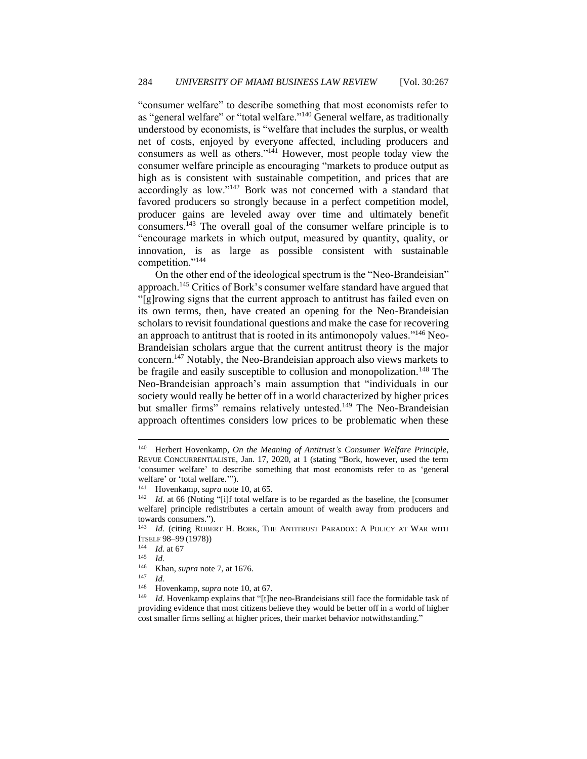"consumer welfare" to describe something that most economists refer to as "general welfare" or "total welfare."[140] General welfare, as traditionally understood by economists, is "welfare that includes the surplus, or wealth net of costs, enjoyed by everyone affected, including producers and consumers as well as others."[141] However, most people today view the consumer welfare principle as encouraging "markets to produce output as high as is consistent with sustainable competition, and prices that are accordingly as low."[142] Bork was not concerned with a standard that favored producers so strongly because in a perfect competition model, producer gains are leveled away over time and ultimately benefit consumers.[143] The overall goal of the consumer welfare principle is to "encourage markets in which output, measured by quantity, quality, or innovation, is as large as possible consistent with sustainable competition."[144]

On the other end of the ideological spectrum is the "Neo-Brandeisian" approach.[145] Critics of Bork's consumer welfare standard have argued that "[g]rowing signs that the current approach to antitrust has failed even on its own terms, then, have created an opening for the Neo-Brandeisian scholars to revisit foundational questions and make the case for recovering an approach to antitrust that is rooted in its antimonopoly values."[146] Neo-Brandeisian scholars argue that the current antitrust theory is the major concern.[147] Notably, the Neo-Brandeisian approach also views markets to be fragile and easily susceptible to collusion and monopolization.[148] The Neo-Brandeisian approach's main assumption that "individuals in our society would really be better off in a world characterized by higher prices but smaller firms" remains relatively untested.[149] The Neo-Brandeisian approach oftentimes considers low prices to be problematic when these

---

[140] Herbert Hovenkamp, *On the Meaning of Antitrust's Consumer Welfare Principle*, REVUE CONCURRENTIALISTE, Jan. 17, 2020, at 1 (stating "Bork, however, used the term 'consumer welfare' to describe something that most economists refer to as 'general welfare' or 'total welfare.'").

[141] Hovenkamp, *supra* note 10, at 65.

[142] *Id.* at 66 (Noting "[i]f total welfare is to be regarded as the baseline, the [consumer welfare] principle redistributes a certain amount of wealth away from producers and towards consumers.").

[143] *Id.* (citing ROBERT H. BORK, THE ANTITRUST PARADOX: A POLICY AT WAR WITH ITSELF 98–99 (1978))

[144] *Id.* at 67

[145] *Id.*

[146] Khan, *supra* note 7, at 1676.

[147] *Id.*

[148] Hovenkamp, *supra* note 10, at 67.

[149] *Id.* Hovenkamp explains that "[t]he neo-Brandeisians still face the formidable task of providing evidence that most citizens believe they would be better off in a world of higher cost smaller firms selling at higher prices, their market behavior notwithstanding."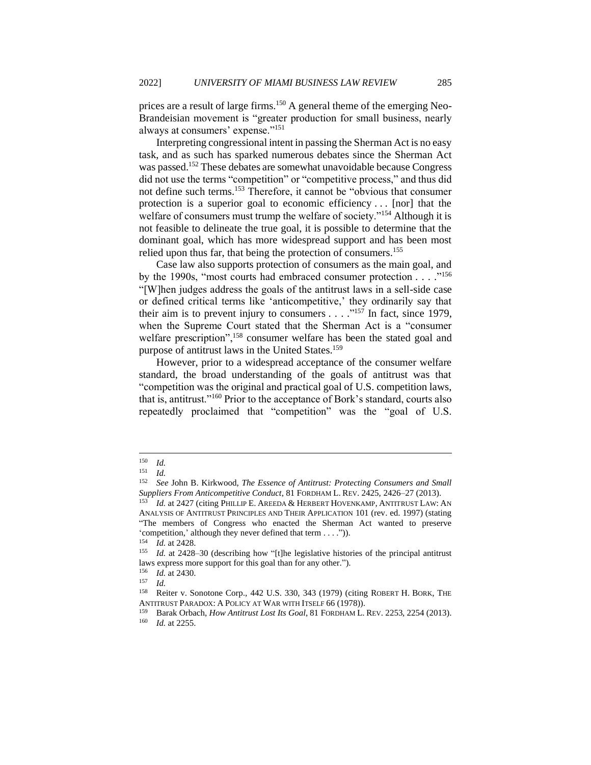prices are a result of large firms.[150] A general theme of the emerging Neo-Brandeisian movement is "greater production for small business, nearly always at consumers' expense."[151]

Interpreting congressional intent in passing the Sherman Act is no easy task, and as such has sparked numerous debates since the Sherman Act was passed.[152] These debates are somewhat unavoidable because Congress did not use the terms "competition" or "competitive process," and thus did not define such terms.[153] Therefore, it cannot be "obvious that consumer protection is a superior goal to economic efficiency . . . [nor] that the welfare of consumers must trump the welfare of society."[154] Although it is not feasible to delineate the true goal, it is possible to determine that the dominant goal, which has more widespread support and has been most relied upon thus far, that being the protection of consumers.[155]

Case law also supports protection of consumers as the main goal, and by the 1990s, "most courts had embraced consumer protection . . . ."[156] "[W]hen judges address the goals of the antitrust laws in a sell-side case or defined critical terms like 'anticompetitive,' they ordinarily say that their aim is to prevent injury to consumers . . . ."[157] In fact, since 1979, when the Supreme Court stated that the Sherman Act is a "consumer welfare prescription",[158] consumer welfare has been the stated goal and purpose of antitrust laws in the United States.[159]

However, prior to a widespread acceptance of the consumer welfare standard, the broad understanding of the goals of antitrust was that "competition was the original and practical goal of U.S. competition laws, that is, antitrust."[160] Prior to the acceptance of Bork's standard, courts also repeatedly proclaimed that "competition" was the "goal of U.S.

---

[150] *Id.*

[151] *Id.*

[152] *See* John B. Kirkwood, *The Essence of Antitrust: Protecting Consumers and Small Suppliers From Anticompetitive Conduct*, 81 FORDHAM L. REV. 2425, 2426–27 (2013).

[153] *Id.* at 2427 (citing PHILLIP E. AREEDA & HERBERT HOVENKAMP, ANTITRUST LAW: AN ANALYSIS OF ANTITRUST PRINCIPLES AND THEIR APPLICATION 101 (rev. ed. 1997) (stating "The members of Congress who enacted the Sherman Act wanted to preserve 'competition,' although they never defined that term . . . .")).

[154] *Id.* at 2428.

[155] *Id.* at 2428–30 (describing how "[t]he legislative histories of the principal antitrust laws express more support for this goal than for any other.").

[156] *Id.* at 2430.

[157] *Id.*

[158] Reiter v. Sonotone Corp., 442 U.S. 330, 343 (1979) (citing ROBERT H. BORK, THE ANTITRUST PARADOX: A POLICY AT WAR WITH ITSELF 66 (1978)).

[159] Barak Orbach, *How Antitrust Lost Its Goal*, 81 FORDHAM L. REV. 2253, 2254 (2013).

[160] *Id.* at 2255.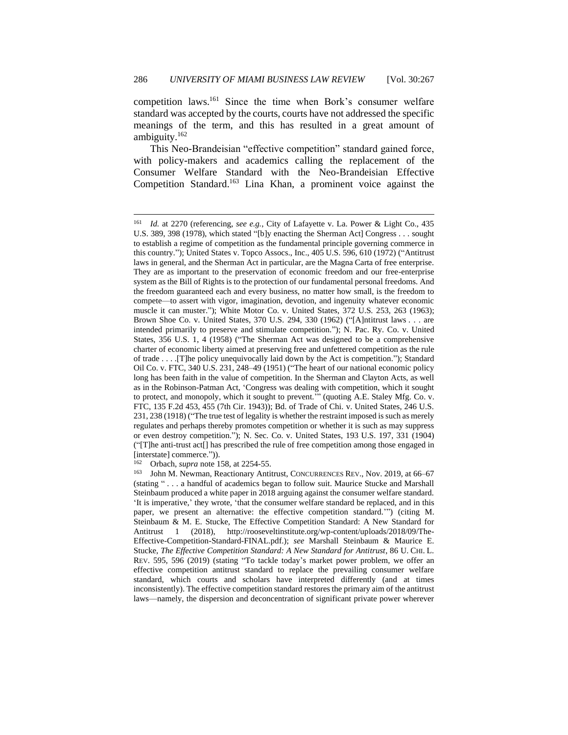competition laws.[161] Since the time when Bork's consumer welfare standard was accepted by the courts, courts have not addressed the specific meanings of the term, and this has resulted in a great amount of ambiguity.[162]

This Neo-Brandeisian "effective competition" standard gained force, with policy-makers and academics calling the replacement of the Consumer Welfare Standard with the Neo-Brandeisian Effective Competition Standard.[163] Lina Khan, a prominent voice against the

---

[161] *Id.* at 2270 (referencing, *see e.g.*, City of Lafayette v. La. Power & Light Co., 435 U.S. 389, 398 (1978), which stated "[b]y enacting the Sherman Act] Congress . . . sought to establish a regime of competition as the fundamental principle governing commerce in this country."); United States v. Topco Assocs., Inc., 405 U.S. 596, 610 (1972) ("Antitrust laws in general, and the Sherman Act in particular, are the Magna Carta of free enterprise. They are as important to the preservation of economic freedom and our free-enterprise system as the Bill of Rights is to the protection of our fundamental personal freedoms. And the freedom guaranteed each and every business, no matter how small, is the freedom to compete—to assert with vigor, imagination, devotion, and ingenuity whatever economic muscle it can muster."); White Motor Co. v. United States, 372 U.S. 253, 263 (1963); Brown Shoe Co. v. United States, 370 U.S. 294, 330 (1962) ("[A]ntitrust laws . . . are intended primarily to preserve and stimulate competition."); N. Pac. Ry. Co. v. United States, 356 U.S. 1, 4 (1958) ("The Sherman Act was designed to be a comprehensive charter of economic liberty aimed at preserving free and unfettered competition as the rule of trade . . . .[T]he policy unequivocally laid down by the Act is competition."); Standard Oil Co. v. FTC, 340 U.S. 231, 248–49 (1951) ("The heart of our national economic policy long has been faith in the value of competition. In the Sherman and Clayton Acts, as well as in the Robinson-Patman Act, 'Congress was dealing with competition, which it sought to protect, and monopoly, which it sought to prevent.'" (quoting A.E. Staley Mfg. Co. v. FTC, 135 F.2d 453, 455 (7th Cir. 1943)); Bd. of Trade of Chi. v. United States, 246 U.S. 231, 238 (1918) ("The true test of legality is whether the restraint imposed is such as merely regulates and perhaps thereby promotes competition or whether it is such as may suppress or even destroy competition."); N. Sec. Co. v. United States, 193 U.S. 197, 331 (1904) ("[T]he anti-trust act[] has prescribed the rule of free competition among those engaged in [interstate] commerce.")).

[162] Orbach, *supra* note 158, at 2254-55.

[163] John M. Newman, Reactionary Antitrust, CONCURRENCES REV., Nov. 2019, at 66–67 (stating " . . . a handful of academics began to follow suit. Maurice Stucke and Marshall Steinbaum produced a white paper in 2018 arguing against the consumer welfare standard. 'It is imperative,' they wrote, 'that the consumer welfare standard be replaced, and in this paper, we present an alternative: the effective competition standard.'") (citing M. Steinbaum & M. E. Stucke, The Effective Competition Standard: A New Standard for Antitrust 1 (2018), http://rooseveltinstitute.org/wp-content/uploads/2018/09/The-Effective-Competition-Standard-FINAL.pdf.); *see* Marshall Steinbaum & Maurice E. Stucke, *The Effective Competition Standard: A New Standard for Antitrust*, 86 U. CHI. L. REV. 595, 596 (2019) (stating "To tackle today's market power problem, we offer an effective competition antitrust standard to replace the prevailing consumer welfare standard, which courts and scholars have interpreted differently (and at times inconsistently). The effective competition standard restores the primary aim of the antitrust laws—namely, the dispersion and deconcentration of significant private power wherever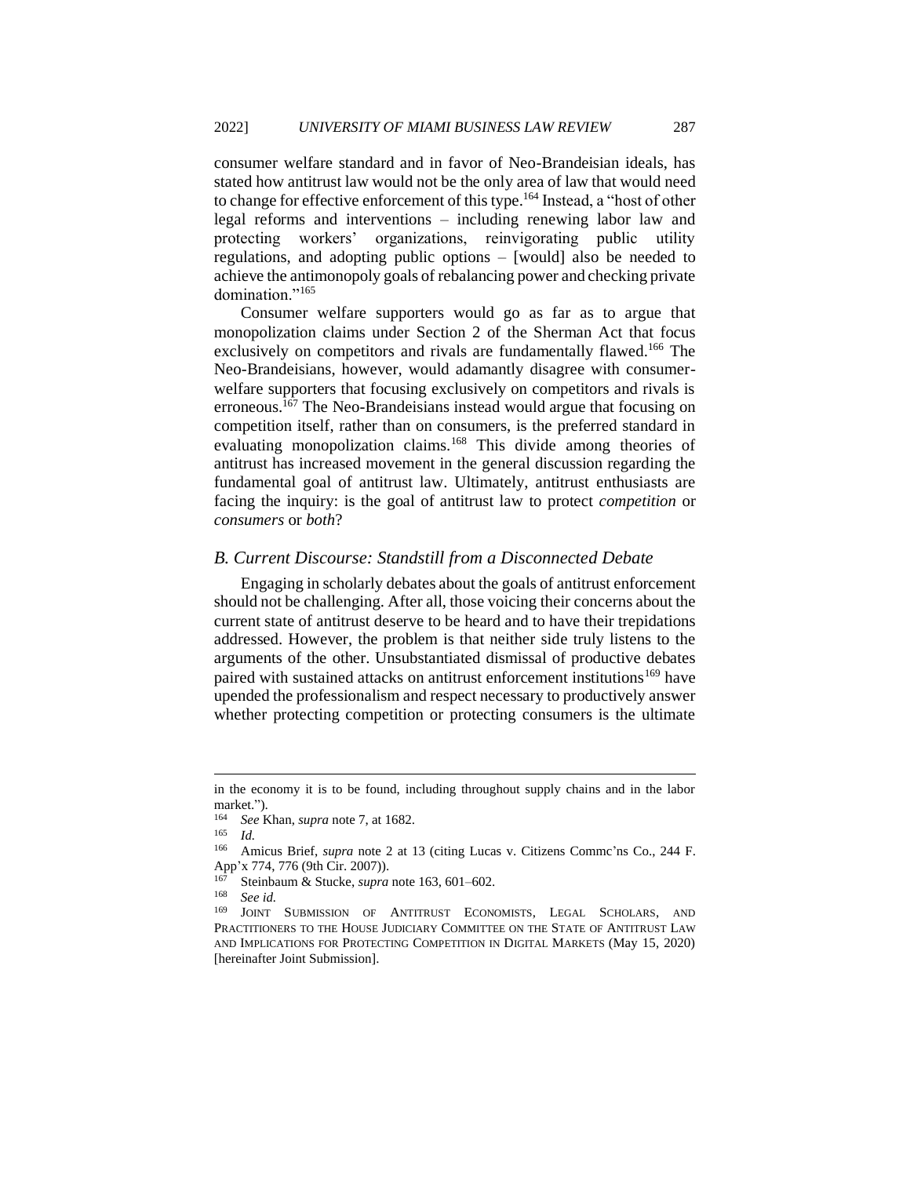consumer welfare standard and in favor of Neo-Brandeisian ideals, has stated how antitrust law would not be the only area of law that would need to change for effective enforcement of this type.[164] Instead, a "host of other legal reforms and interventions – including renewing labor law and protecting workers' organizations, reinvigorating public utility regulations, and adopting public options – [would] also be needed to achieve the antimonopoly goals of rebalancing power and checking private domination."[165]

Consumer welfare supporters would go as far as to argue that monopolization claims under Section 2 of the Sherman Act that focus exclusively on competitors and rivals are fundamentally flawed.[166] The Neo-Brandeisians, however, would adamantly disagree with consumer-welfare supporters that focusing exclusively on competitors and rivals is erroneous.[167] The Neo-Brandeisians instead would argue that focusing on competition itself, rather than on consumers, is the preferred standard in evaluating monopolization claims.[168] This divide among theories of antitrust has increased movement in the general discussion regarding the fundamental goal of antitrust law. Ultimately, antitrust enthusiasts are facing the inquiry: is the goal of antitrust law to protect *competition* or *consumers* or *both*?

### *B. Current Discourse: Standstill from a Disconnected Debate*

Engaging in scholarly debates about the goals of antitrust enforcement should not be challenging. After all, those voicing their concerns about the current state of antitrust deserve to be heard and to have their trepidations addressed. However, the problem is that neither side truly listens to the arguments of the other. Unsubstantiated dismissal of productive debates paired with sustained attacks on antitrust enforcement institutions[169] have upended the professionalism and respect necessary to productively answer whether protecting competition or protecting consumers is the ultimate

---

in the economy it is to be found, including throughout supply chains and in the labor market.").

[164] *See* Khan, *supra* note 7, at 1682.

[165] *Id.*

[166] Amicus Brief, *supra* note 2 at 13 (citing Lucas v. Citizens Commc'ns Co., 244 F. App'x 774, 776 (9th Cir. 2007)).

[167] Steinbaum & Stucke, *supra* note 163, 601–602.

[168] *See id.*

[169] JOINT SUBMISSION OF ANTITRUST ECONOMISTS, LEGAL SCHOLARS, AND PRACTITIONERS TO THE HOUSE JUDICIARY COMMITTEE ON THE STATE OF ANTITRUST LAW AND IMPLICATIONS FOR PROTECTING COMPETITION IN DIGITAL MARKETS (May 15, 2020) [hereinafter Joint Submission].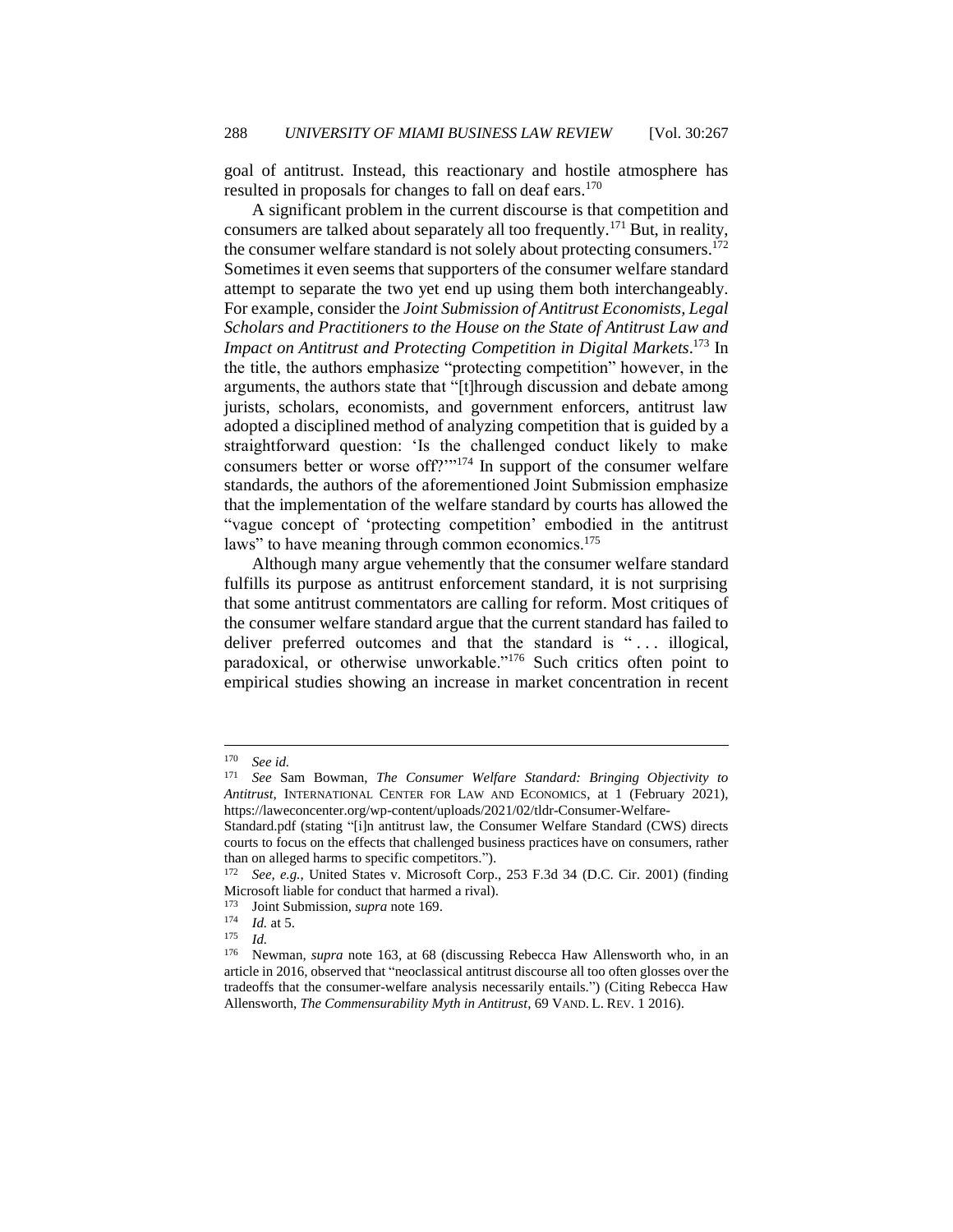goal of antitrust. Instead, this reactionary and hostile atmosphere has resulted in proposals for changes to fall on deaf ears.[170]

A significant problem in the current discourse is that competition and consumers are talked about separately all too frequently.[171] But, in reality, the consumer welfare standard is not solely about protecting consumers.[172] Sometimes it even seems that supporters of the consumer welfare standard attempt to separate the two yet end up using them both interchangeably. For example, consider the *Joint Submission of Antitrust Economists, Legal Scholars and Practitioners to the House on the State of Antitrust Law and Impact on Antitrust and Protecting Competition in Digital Markets*.[173] In the title, the authors emphasize "protecting competition" however, in the arguments, the authors state that "[t]hrough discussion and debate among jurists, scholars, economists, and government enforcers, antitrust law adopted a disciplined method of analyzing competition that is guided by a straightforward question: 'Is the challenged conduct likely to make consumers better or worse off?'"[174] In support of the consumer welfare standards, the authors of the aforementioned Joint Submission emphasize that the implementation of the welfare standard by courts has allowed the "vague concept of 'protecting competition' embodied in the antitrust laws" to have meaning through common economics.[175]

Although many argue vehemently that the consumer welfare standard fulfills its purpose as antitrust enforcement standard, it is not surprising that some antitrust commentators are calling for reform. Most critiques of the consumer welfare standard argue that the current standard has failed to deliver preferred outcomes and that the standard is ". . . illogical, paradoxical, or otherwise unworkable."[176] Such critics often point to empirical studies showing an increase in market concentration in recent

---

[170] *See id.*

[171] *See* Sam Bowman, *The Consumer Welfare Standard: Bringing Objectivity to Antitrust*, INTERNATIONAL CENTER FOR LAW AND ECONOMICS, at 1 (February 2021), https://laweconcenter.org/wp-content/uploads/2021/02/tldr-Consumer-Welfare-Standard.pdf (stating "[i]n antitrust law, the Consumer Welfare Standard (CWS) directs courts to focus on the effects that challenged business practices have on consumers, rather than on alleged harms to specific competitors.").

[172] *See, e.g.*, United States v. Microsoft Corp., 253 F.3d 34 (D.C. Cir. 2001) (finding Microsoft liable for conduct that harmed a rival).

[173] Joint Submission, *supra* note 169.

[174] *Id.* at 5.

[175] *Id.*

[176] Newman, *supra* note 163, at 68 (discussing Rebecca Haw Allensworth who, in an article in 2016, observed that "neoclassical antitrust discourse all too often glosses over the tradeoffs that the consumer-welfare analysis necessarily entails.") (Citing Rebecca Haw Allensworth, *The Commensurability Myth in Antitrust*, 69 VAND. L. REV. 1 2016).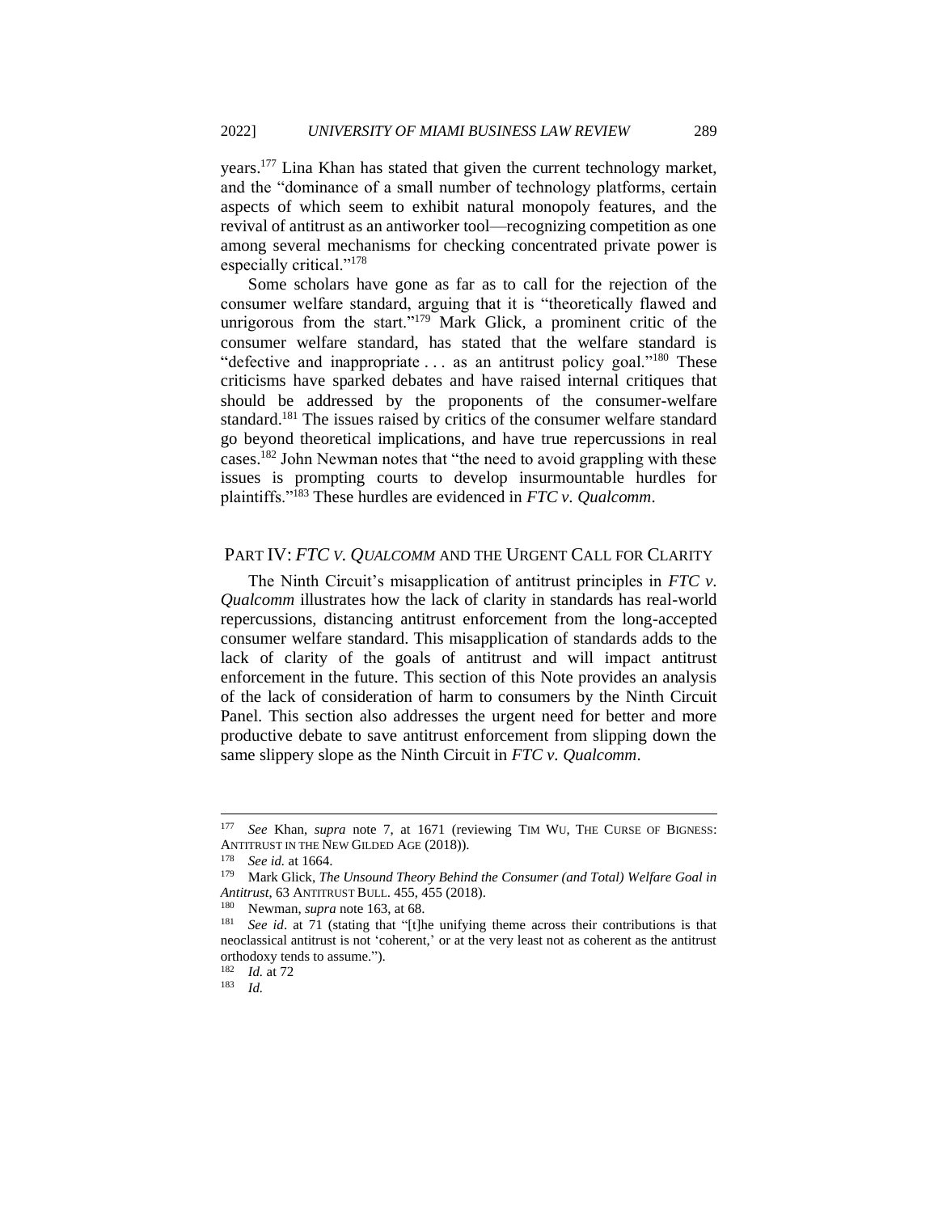years.[177] Lina Khan has stated that given the current technology market, and the "dominance of a small number of technology platforms, certain aspects of which seem to exhibit natural monopoly features, and the revival of antitrust as an antiworker tool—recognizing competition as one among several mechanisms for checking concentrated private power is especially critical."[178]

Some scholars have gone as far as to call for the rejection of the consumer welfare standard, arguing that it is "theoretically flawed and unrigorous from the start."[179] Mark Glick, a prominent critic of the consumer welfare standard, has stated that the welfare standard is "defective and inappropriate . . . as an antitrust policy goal."[180] These criticisms have sparked debates and have raised internal critiques that should be addressed by the proponents of the consumer-welfare standard.[181] The issues raised by critics of the consumer welfare standard go beyond theoretical implications, and have true repercussions in real cases.[182] John Newman notes that "the need to avoid grappling with these issues is prompting courts to develop insurmountable hurdles for plaintiffs."[183] These hurdles are evidenced in *FTC v. Qualcomm*.

## PART IV: *FTC v. QUALCOMM* AND THE URGENT CALL FOR CLARITY

The Ninth Circuit's misapplication of antitrust principles in *FTC v. Qualcomm* illustrates how the lack of clarity in standards has real-world repercussions, distancing antitrust enforcement from the long-accepted consumer welfare standard. This misapplication of standards adds to the lack of clarity of the goals of antitrust and will impact antitrust enforcement in the future. This section of this Note provides an analysis of the lack of consideration of harm to consumers by the Ninth Circuit Panel. This section also addresses the urgent need for better and more productive debate to save antitrust enforcement from slipping down the same slippery slope as the Ninth Circuit in *FTC v. Qualcomm*.

---

[177] *See* Khan, *supra* note 7, at 1671 (reviewing TIM WU, THE CURSE OF BIGNESS: ANTITRUST IN THE NEW GILDED AGE (2018)).

[178] *See id.* at 1664.

[179] Mark Glick, *The Unsound Theory Behind the Consumer (and Total) Welfare Goal in Antitrust*, 63 ANTITRUST BULL. 455, 455 (2018).

[180] Newman, *supra* note 163, at 68.

[181] *See id*. at 71 (stating that "[t]he unifying theme across their contributions is that neoclassical antitrust is not 'coherent,' or at the very least not as coherent as the antitrust orthodoxy tends to assume.").

[182] *Id.* at 72

[183] *Id.*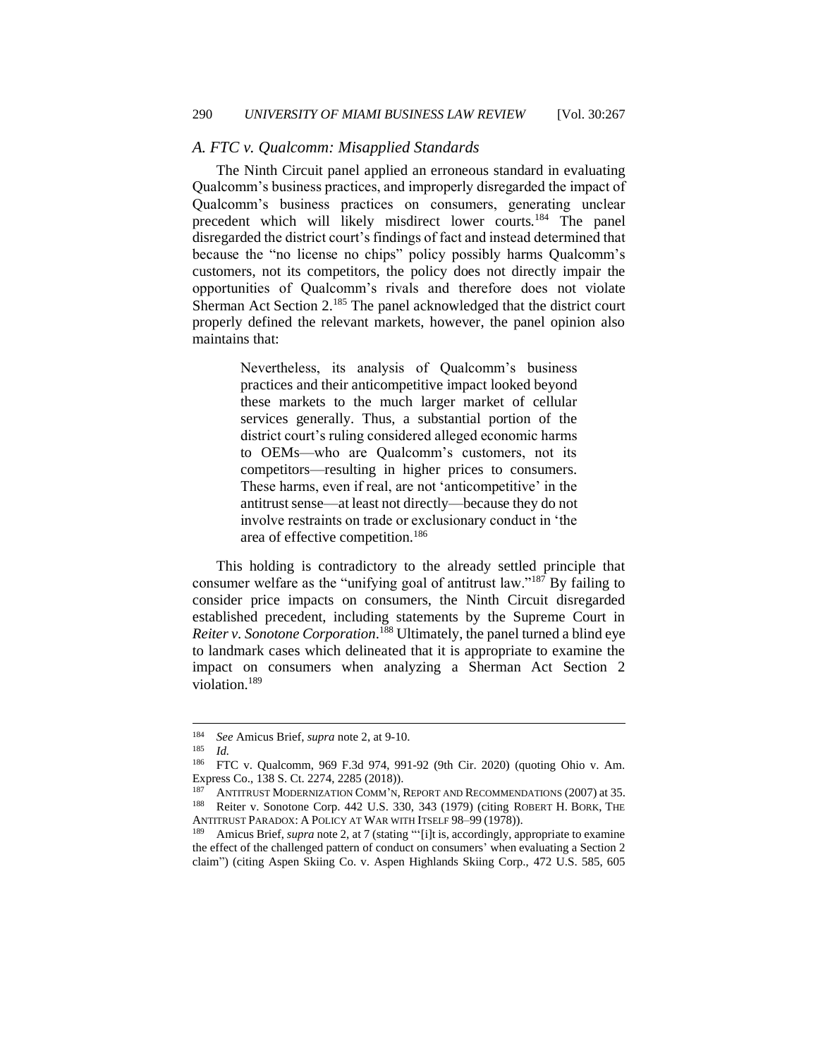### *A. FTC v. Qualcomm: Misapplied Standards*

The Ninth Circuit panel applied an erroneous standard in evaluating Qualcomm's business practices, and improperly disregarded the impact of Qualcomm's business practices on consumers, generating unclear precedent which will likely misdirect lower courts.[184] The panel disregarded the district court's findings of fact and instead determined that because the "no license no chips" policy possibly harms Qualcomm's customers, not its competitors, the policy does not directly impair the opportunities of Qualcomm's rivals and therefore does not violate Sherman Act Section 2.[185] The panel acknowledged that the district court properly defined the relevant markets, however, the panel opinion also maintains that:

> Nevertheless, its analysis of Qualcomm's business practices and their anticompetitive impact looked beyond these markets to the much larger market of cellular services generally. Thus, a substantial portion of the district court's ruling considered alleged economic harms to OEMs—who are Qualcomm's customers, not its competitors—resulting in higher prices to consumers. These harms, even if real, are not 'anticompetitive' in the antitrust sense—at least not directly—because they do not involve restraints on trade or exclusionary conduct in 'the area of effective competition.[186]

This holding is contradictory to the already settled principle that consumer welfare as the "unifying goal of antitrust law."[187] By failing to consider price impacts on consumers, the Ninth Circuit disregarded established precedent, including statements by the Supreme Court in *Reiter v. Sonotone Corporation*.[188] Ultimately, the panel turned a blind eye to landmark cases which delineated that it is appropriate to examine the impact on consumers when analyzing a Sherman Act Section 2 violation.[189]

---

[184] *See* Amicus Brief, *supra* note 2, at 9-10.

[185] *Id.*

[186] FTC v. Qualcomm, 969 F.3d 974, 991-92 (9th Cir. 2020) (quoting Ohio v. Am. Express Co., 138 S. Ct. 2274, 2285 (2018)).

[187] ANTITRUST MODERNIZATION COMM'N, REPORT AND RECOMMENDATIONS (2007) at 35.

[188] Reiter v. Sonotone Corp. 442 U.S. 330, 343 (1979) (citing ROBERT H. BORK, THE ANTITRUST PARADOX: A POLICY AT WAR WITH ITSELF 98–99 (1978)).

[189] Amicus Brief, *supra* note 2, at 7 (stating "'[i]t is, accordingly, appropriate to examine the effect of the challenged pattern of conduct on consumers' when evaluating a Section 2 claim") (citing Aspen Skiing Co. v. Aspen Highlands Skiing Corp., 472 U.S. 585, 605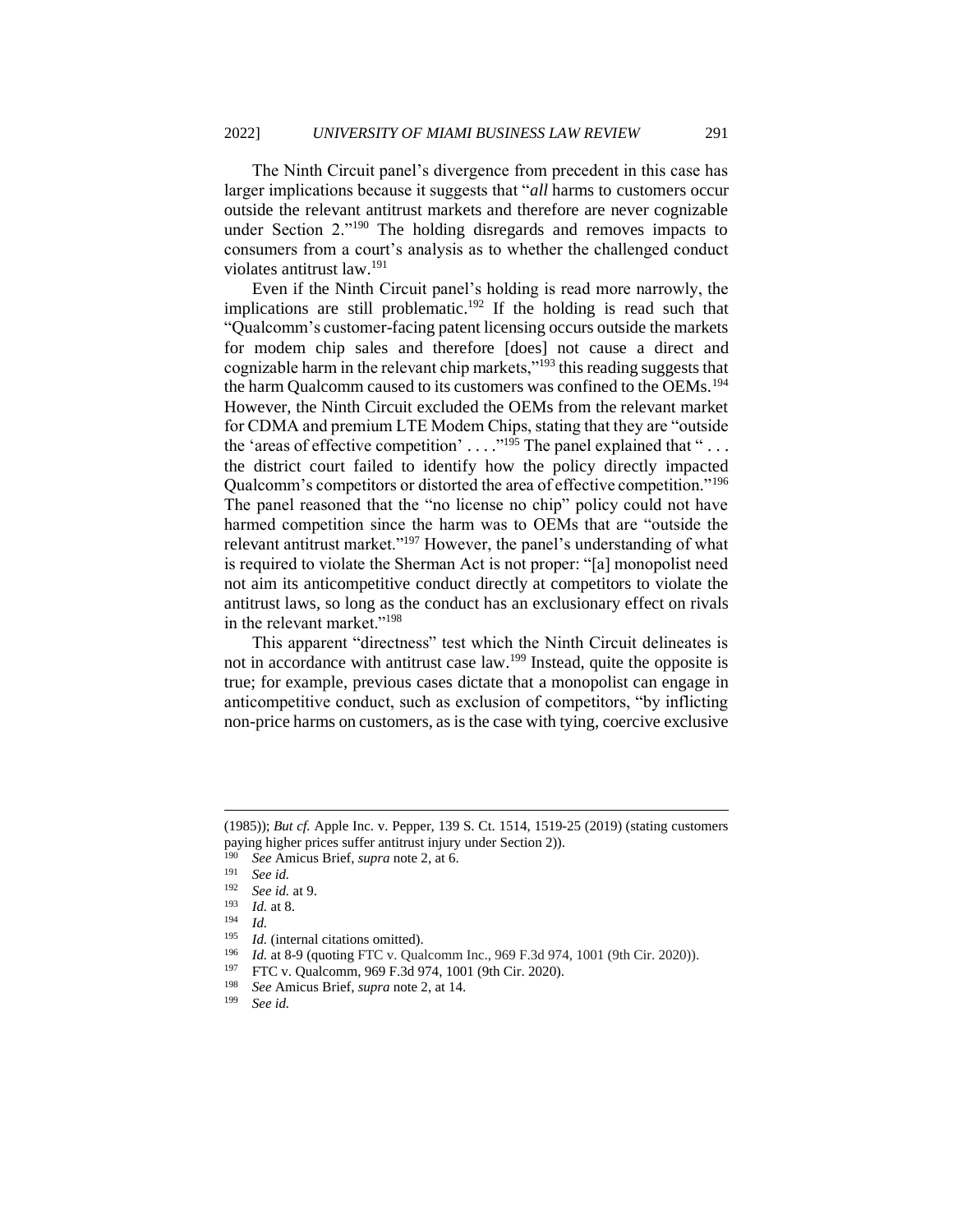The Ninth Circuit panel's divergence from precedent in this case has larger implications because it suggests that "*all* harms to customers occur outside the relevant antitrust markets and therefore are never cognizable under Section 2."[190] The holding disregards and removes impacts to consumers from a court's analysis as to whether the challenged conduct violates antitrust law.[191]

Even if the Ninth Circuit panel's holding is read more narrowly, the implications are still problematic.[192] If the holding is read such that "Qualcomm's customer-facing patent licensing occurs outside the markets for modem chip sales and therefore [does] not cause a direct and cognizable harm in the relevant chip markets,"[193] this reading suggests that the harm Qualcomm caused to its customers was confined to the OEMs.[194] However, the Ninth Circuit excluded the OEMs from the relevant market for CDMA and premium LTE Modem Chips, stating that they are "outside the 'areas of effective competition' . . . ."[195] The panel explained that " . . . the district court failed to identify how the policy directly impacted Qualcomm's competitors or distorted the area of effective competition."[196] The panel reasoned that the "no license no chip" policy could not have harmed competition since the harm was to OEMs that are "outside the relevant antitrust market."[197] However, the panel's understanding of what is required to violate the Sherman Act is not proper: "[a] monopolist need not aim its anticompetitive conduct directly at competitors to violate the antitrust laws, so long as the conduct has an exclusionary effect on rivals in the relevant market."[198]

This apparent "directness" test which the Ninth Circuit delineates is not in accordance with antitrust case law.[199] Instead, quite the opposite is true; for example, previous cases dictate that a monopolist can engage in anticompetitive conduct, such as exclusion of competitors, "by inflicting non-price harms on customers, as is the case with tying, coercive exclusive

---

(1985)); *But cf.* Apple Inc. v. Pepper, 139 S. Ct. 1514, 1519-25 (2019) (stating customers paying higher prices suffer antitrust injury under Section 2)).

[190] *See* Amicus Brief, *supra* note 2, at 6.

[191] *See id.*

[192] *See id.* at 9.

[193] *Id.* at 8.

[194] *Id.*

[195] *Id.* (internal citations omitted).

[196] *Id.* at 8-9 (quoting FTC v. Qualcomm Inc., 969 F.3d 974, 1001 (9th Cir. 2020)).

[197] FTC v. Qualcomm, 969 F.3d 974, 1001 (9th Cir. 2020).

[198] *See* Amicus Brief, *supra* note 2, at 14.

[199] *See id.*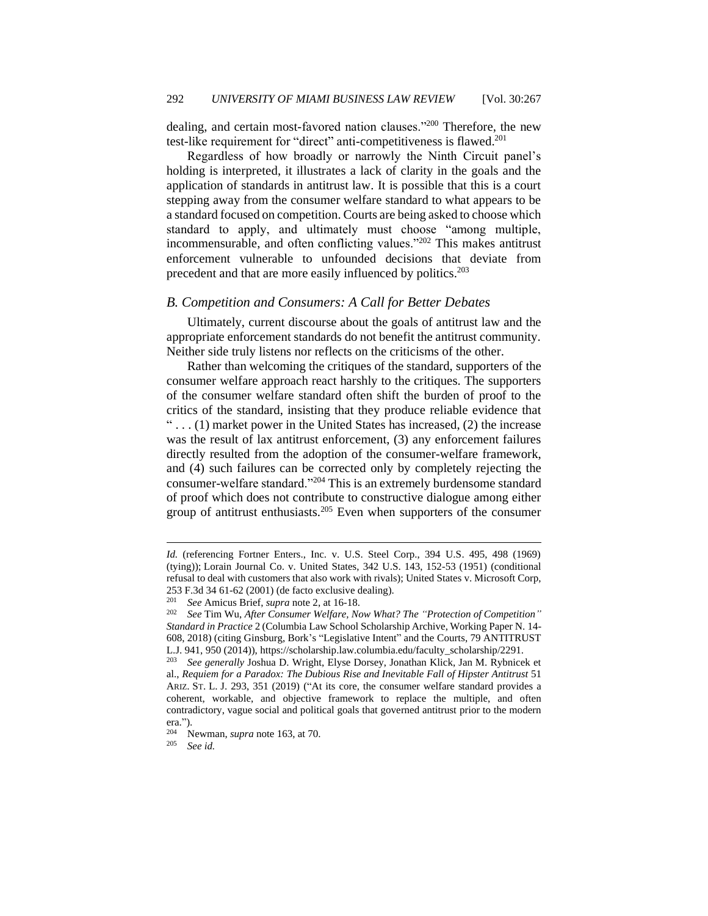dealing, and certain most-favored nation clauses."[200] Therefore, the new test-like requirement for "direct" anti-competitiveness is flawed.[201]

Regardless of how broadly or narrowly the Ninth Circuit panel's holding is interpreted, it illustrates a lack of clarity in the goals and the application of standards in antitrust law. It is possible that this is a court stepping away from the consumer welfare standard to what appears to be a standard focused on competition. Courts are being asked to choose which standard to apply, and ultimately must choose "among multiple, incommensurable, and often conflicting values."[202] This makes antitrust enforcement vulnerable to unfounded decisions that deviate from precedent and that are more easily influenced by politics.[203]

### *B. Competition and Consumers: A Call for Better Debates*

Ultimately, current discourse about the goals of antitrust law and the appropriate enforcement standards do not benefit the antitrust community. Neither side truly listens nor reflects on the criticisms of the other.

Rather than welcoming the critiques of the standard, supporters of the consumer welfare approach react harshly to the critiques. The supporters of the consumer welfare standard often shift the burden of proof to the critics of the standard, insisting that they produce reliable evidence that " . . . (1) market power in the United States has increased, (2) the increase was the result of lax antitrust enforcement, (3) any enforcement failures directly resulted from the adoption of the consumer-welfare framework, and (4) such failures can be corrected only by completely rejecting the consumer-welfare standard."[204] This is an extremely burdensome standard of proof which does not contribute to constructive dialogue among either group of antitrust enthusiasts.[205] Even when supporters of the consumer

---

*Id.* (referencing Fortner Enters., Inc. v. U.S. Steel Corp., 394 U.S. 495, 498 (1969) (tying)); Lorain Journal Co. v. United States, 342 U.S. 143, 152-53 (1951) (conditional refusal to deal with customers that also work with rivals); United States v. Microsoft Corp, 253 F.3d 34 61-62 (2001) (de facto exclusive dealing).

[201] *See* Amicus Brief, *supra* note 2, at 16-18.

[202] *See* Tim Wu, *After Consumer Welfare, Now What? The "Protection of Competition" Standard in Practice* 2 (Columbia Law School Scholarship Archive, Working Paper N. 14-608, 2018) (citing Ginsburg, Bork's "Legislative Intent" and the Courts, 79 ANTITRUST L.J. 941, 950 (2014)), https://scholarship.law.columbia.edu/faculty_scholarship/2291.

[203] *See generally* Joshua D. Wright, Elyse Dorsey, Jonathan Klick, Jan M. Rybnicek et al., *Requiem for a Paradox: The Dubious Rise and Inevitable Fall of Hipster Antitrust* 51 ARIZ. ST. L. J. 293, 351 (2019) ("At its core, the consumer welfare standard provides a coherent, workable, and objective framework to replace the multiple, and often contradictory, vague social and political goals that governed antitrust prior to the modern era.").

[204] Newman, *supra* note 163, at 70.

[205] *See id.*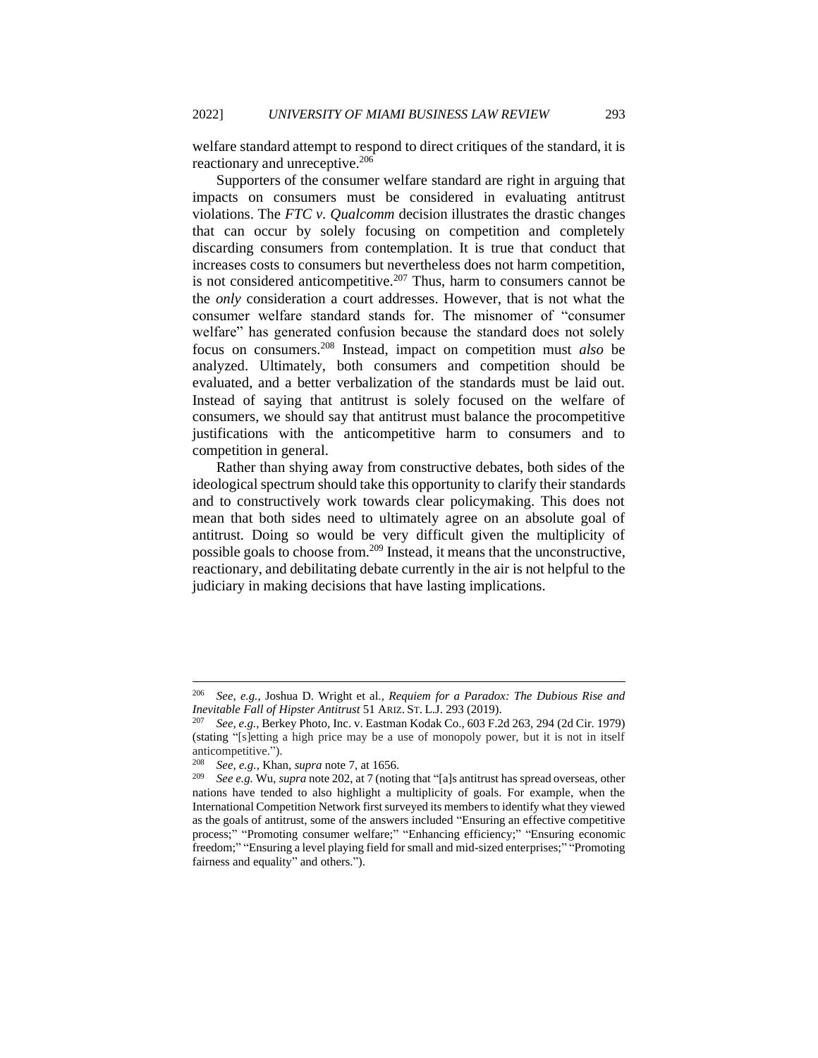welfare standard attempt to respond to direct critiques of the standard, it is reactionary and unreceptive.[206]

Supporters of the consumer welfare standard are right in arguing that impacts on consumers must be considered in evaluating antitrust violations. The *FTC v. Qualcomm* decision illustrates the drastic changes that can occur by solely focusing on competition and completely discarding consumers from contemplation. It is true that conduct that increases costs to consumers but nevertheless does not harm competition, is not considered anticompetitive.[207] Thus, harm to consumers cannot be the *only* consideration a court addresses. However, that is not what the consumer welfare standard stands for. The misnomer of "consumer welfare" has generated confusion because the standard does not solely focus on consumers.[208] Instead, impact on competition must *also* be analyzed. Ultimately, both consumers and competition should be evaluated, and a better verbalization of the standards must be laid out. Instead of saying that antitrust is solely focused on the welfare of consumers, we should say that antitrust must balance the procompetitive justifications with the anticompetitive harm to consumers and to competition in general.

Rather than shying away from constructive debates, both sides of the ideological spectrum should take this opportunity to clarify their standards and to constructively work towards clear policymaking. This does not mean that both sides need to ultimately agree on an absolute goal of antitrust. Doing so would be very difficult given the multiplicity of possible goals to choose from.[209] Instead, it means that the unconstructive, reactionary, and debilitating debate currently in the air is not helpful to the judiciary in making decisions that have lasting implications.

---

[206] *See, e.g.*, Joshua D. Wright et al., *Requiem for a Paradox: The Dubious Rise and Inevitable Fall of Hipster Antitrust* 51 ARIZ. ST. L.J. 293 (2019).

[207] *See, e.g.*, Berkey Photo, Inc. v. Eastman Kodak Co., 603 F.2d 263, 294 (2d Cir. 1979) (stating "[s]etting a high price may be a use of monopoly power, but it is not in itself anticompetitive.").

[208] *See, e.g.*, Khan, *supra* note 7, at 1656.

[209] *See e.g.* Wu, *supra* note 202, at 7 (noting that "[a]s antitrust has spread overseas, other nations have tended to also highlight a multiplicity of goals. For example, when the International Competition Network first surveyed its members to identify what they viewed as the goals of antitrust, some of the answers included "Ensuring an effective competitive process;" "Promoting consumer welfare;" "Enhancing efficiency;" "Ensuring economic freedom;" "Ensuring a level playing field for small and mid-sized enterprises;" "Promoting fairness and equality" and others.").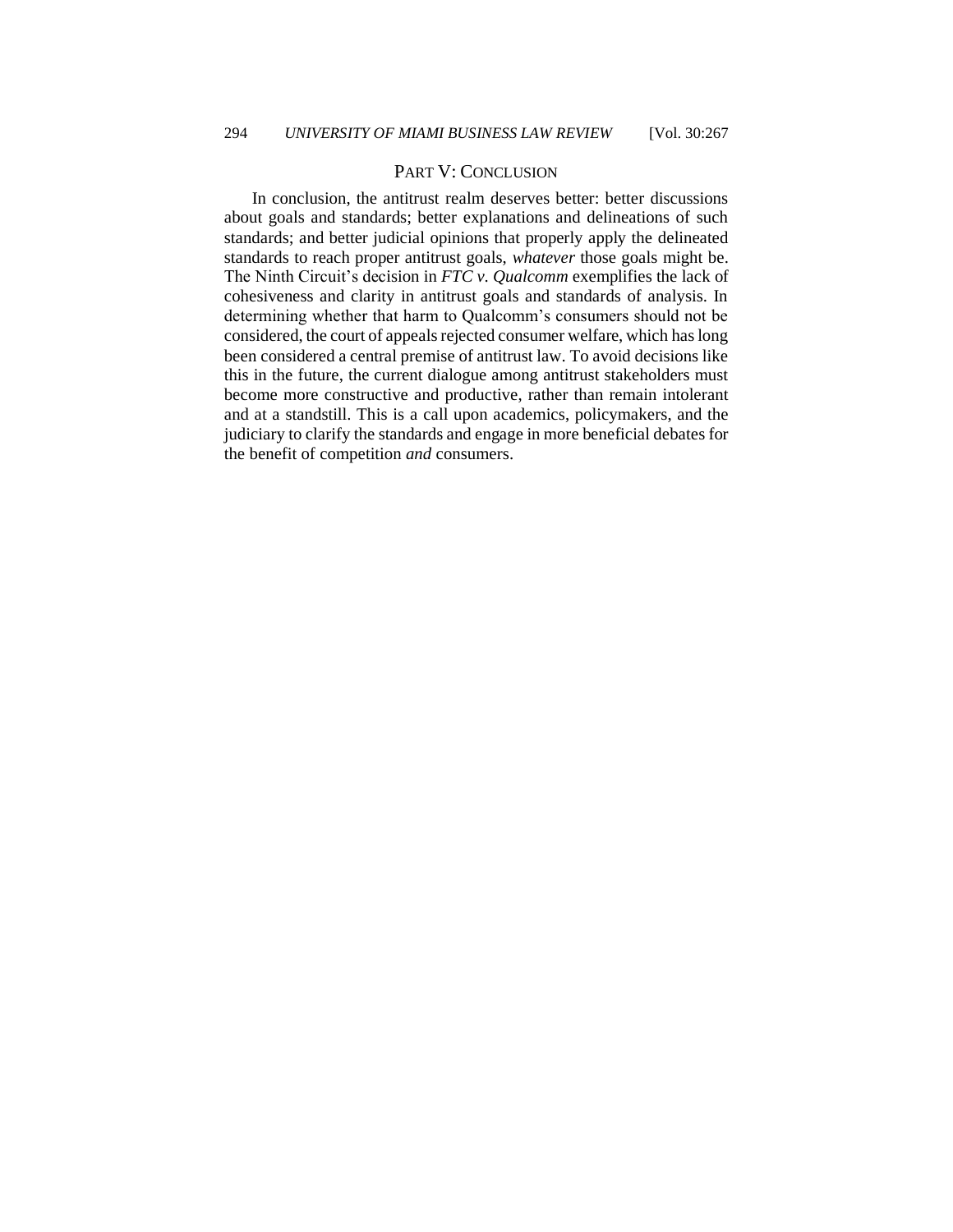## PART V: CONCLUSION

In conclusion, the antitrust realm deserves better: better discussions about goals and standards; better explanations and delineations of such standards; and better judicial opinions that properly apply the delineated standards to reach proper antitrust goals, *whatever* those goals might be. The Ninth Circuit's decision in *FTC v. Qualcomm* exemplifies the lack of cohesiveness and clarity in antitrust goals and standards of analysis. In determining whether that harm to Qualcomm's consumers should not be considered, the court of appeals rejected consumer welfare, which has long been considered a central premise of antitrust law. To avoid decisions like this in the future, the current dialogue among antitrust stakeholders must become more constructive and productive, rather than remain intolerant and at a standstill. This is a call upon academics, policymakers, and the judiciary to clarify the standards and engage in more beneficial debates for the benefit of competition *and* consumers.